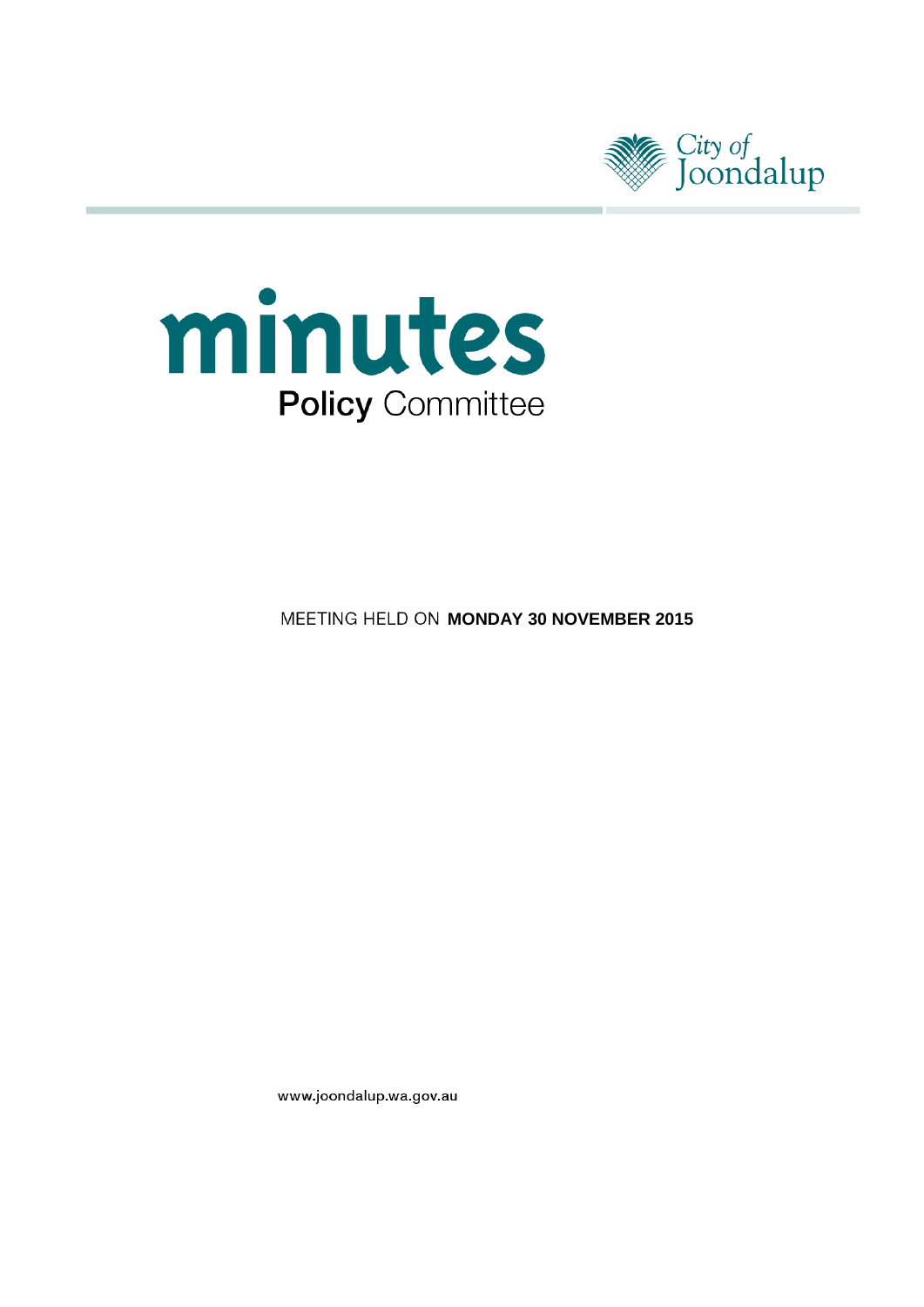City of Joondalup

# minutes

## Policy Committee

MEETING HELD ON **MONDAY 30 NOVEMBER 2015**

www.joondalup.wa.gov.au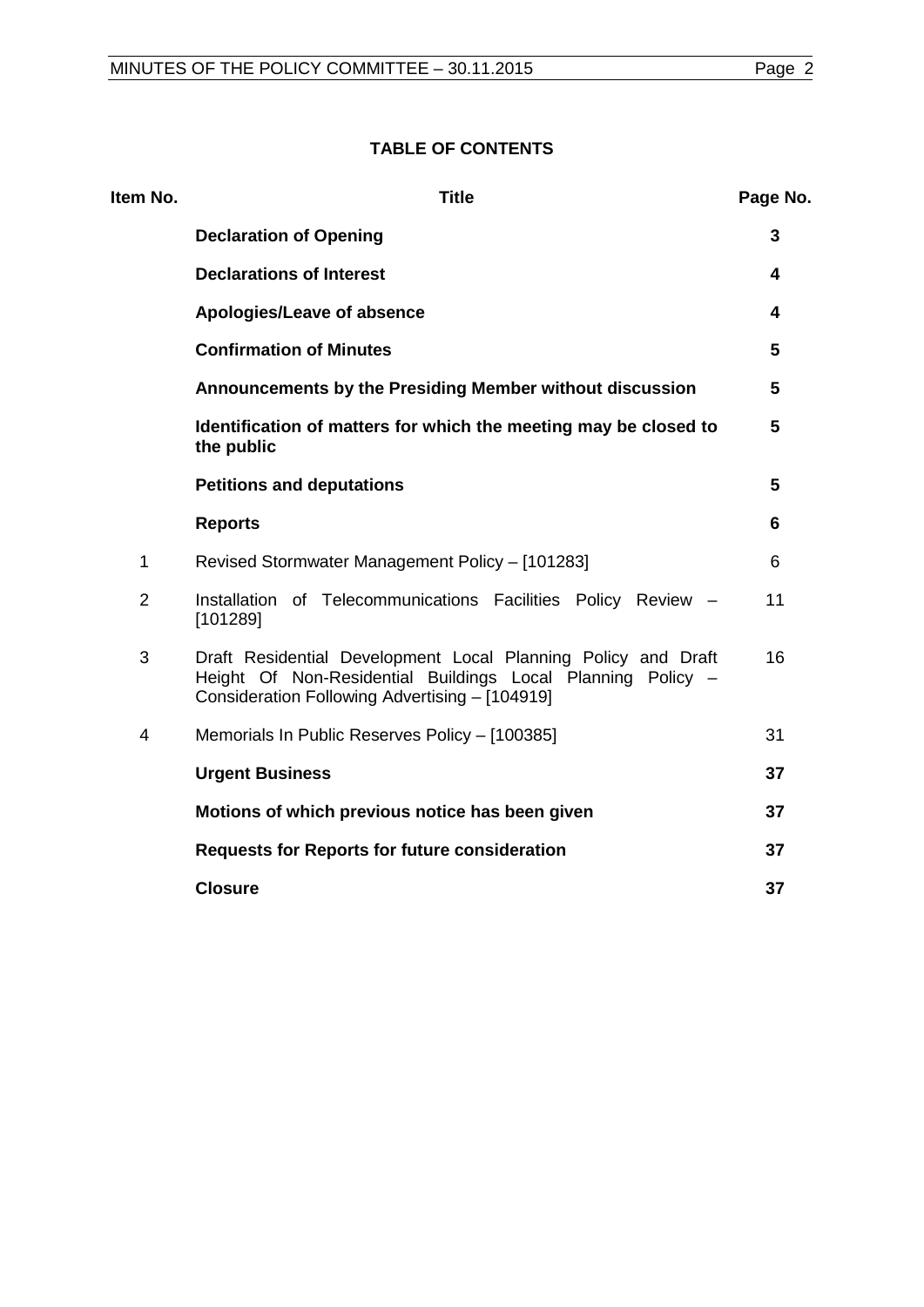**TABLE OF CONTENTS**

| Item No. | Title | Page No. |
|---|---|---|
| | **Declaration of Opening** | **3** |
| | **Declarations of Interest** | **4** |
| | **Apologies/Leave of absence** | **4** |
| | **Confirmation of Minutes** | **5** |
| | **Announcements by the Presiding Member without discussion** | **5** |
| | **Identification of matters for which the meeting may be closed to the public** | **5** |
| | **Petitions and deputations** | **5** |
| | **Reports** | **6** |
| 1 | Revised Stormwater Management Policy – [101283] | 6 |
| 2 | Installation of Telecommunications Facilities Policy Review – [101289] | 11 |
| 3 | Draft Residential Development Local Planning Policy and Draft Height Of Non-Residential Buildings Local Planning Policy – Consideration Following Advertising – [104919] | 16 |
| 4 | Memorials In Public Reserves Policy – [100385] | 31 |
| | **Urgent Business** | **37** |
| | **Motions of which previous notice has been given** | **37** |
| | **Requests for Reports for future consideration** | **37** |
| | **Closure** | **37** |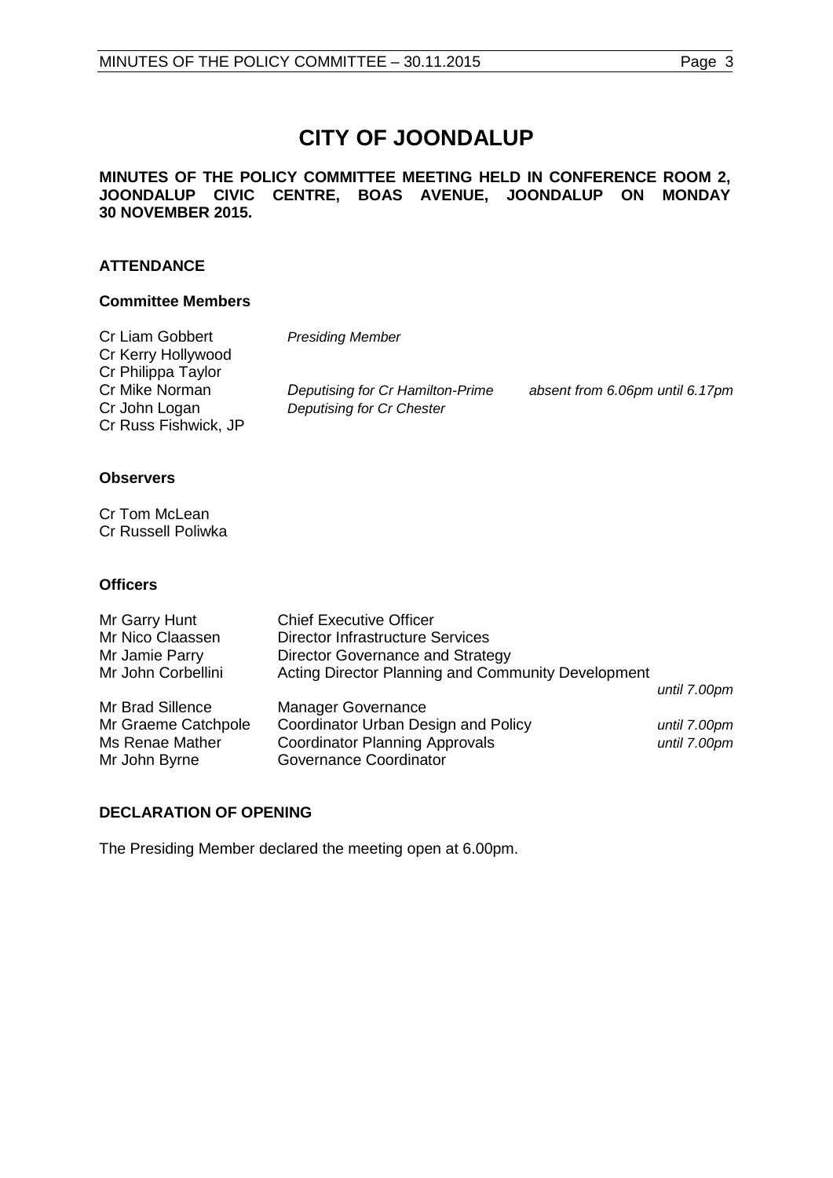# CITY OF JOONDALUP

**MINUTES OF THE POLICY COMMITTEE MEETING HELD IN CONFERENCE ROOM 2, JOONDALUP CIVIC CENTRE, BOAS AVENUE, JOONDALUP ON MONDAY 30 NOVEMBER 2015.**

## ATTENDANCE

### Committee Members

| | | |
|---|---|---|
| Cr Liam Gobbert | *Presiding Member* | |
| Cr Kerry Hollywood | | |
| Cr Philippa Taylor | | |
| Cr Mike Norman | *Deputising for Cr Hamilton-Prime* | *absent from 6.06pm until 6.17pm* |
| Cr John Logan | *Deputising for Cr Chester* | |
| Cr Russ Fishwick, JP | | |

### Observers

Cr Tom McLean
Cr Russell Poliwka

### Officers

| | | |
|---|---|---|
| Mr Garry Hunt | Chief Executive Officer | |
| Mr Nico Claassen | Director Infrastructure Services | |
| Mr Jamie Parry | Director Governance and Strategy | |
| Mr John Corbellini | Acting Director Planning and Community Development | *until 7.00pm* |
| Mr Brad Sillence | Manager Governance | |
| Mr Graeme Catchpole | Coordinator Urban Design and Policy | *until 7.00pm* |
| Ms Renae Mather | Coordinator Planning Approvals | *until 7.00pm* |
| Mr John Byrne | Governance Coordinator | |

## DECLARATION OF OPENING

The Presiding Member declared the meeting open at 6.00pm.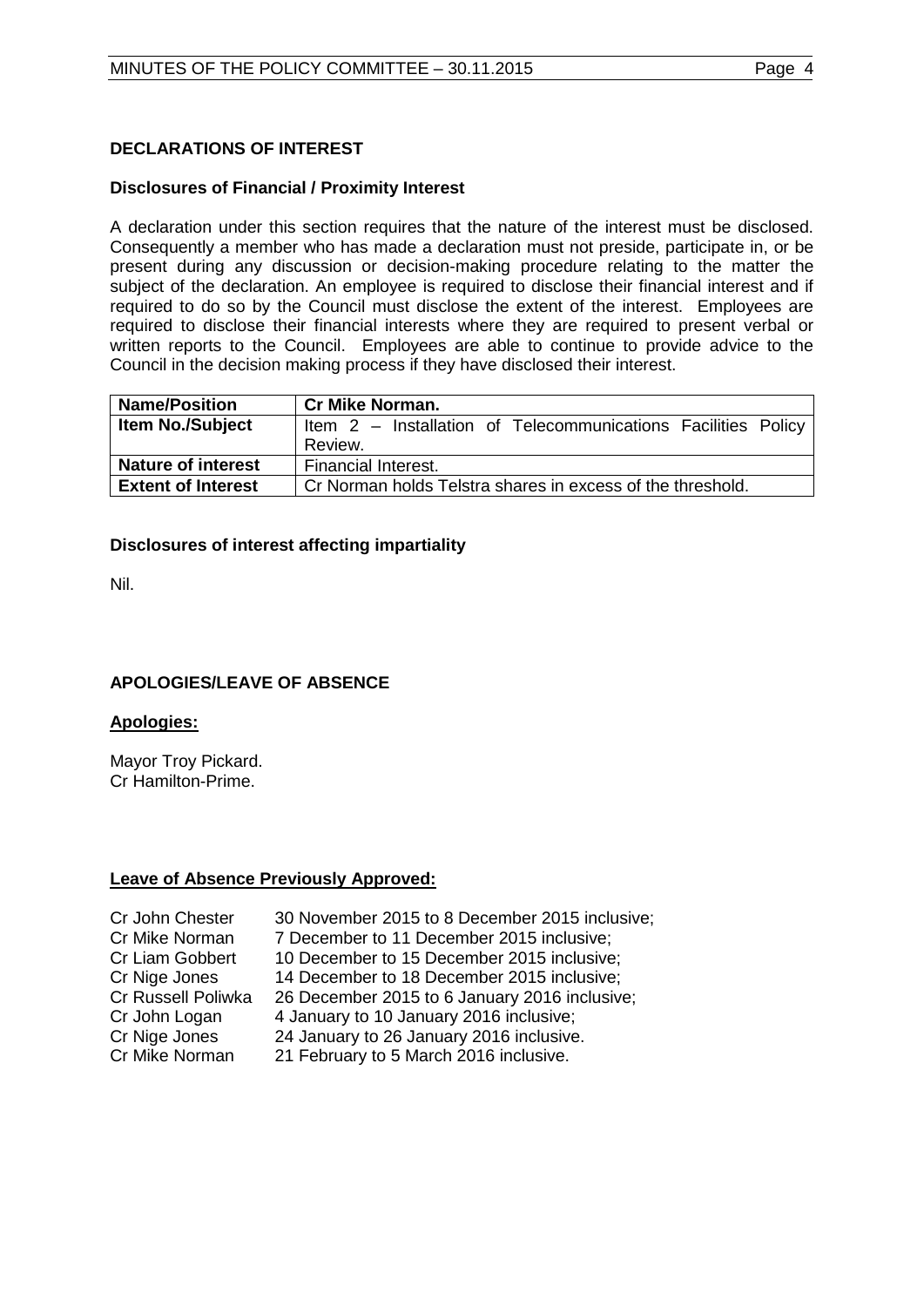## DECLARATIONS OF INTEREST

### Disclosures of Financial / Proximity Interest

A declaration under this section requires that the nature of the interest must be disclosed. Consequently a member who has made a declaration must not preside, participate in, or be present during any discussion or decision-making procedure relating to the matter the subject of the declaration. An employee is required to disclose their financial interest and if required to do so by the Council must disclose the extent of the interest. Employees are required to disclose their financial interests where they are required to present verbal or written reports to the Council. Employees are able to continue to provide advice to the Council in the decision making process if they have disclosed their interest.

| **Name/Position** | **Cr Mike Norman.** |
|---|---|
| **Item No./Subject** | Item 2 – Installation of Telecommunications Facilities Policy Review. |
| **Nature of interest** | Financial Interest. |
| **Extent of Interest** | Cr Norman holds Telstra shares in excess of the threshold. |

### Disclosures of interest affecting impartiality

Nil.

## APOLOGIES/LEAVE OF ABSENCE

**Apologies:**

Mayor Troy Pickard.
Cr Hamilton-Prime.

**Leave of Absence Previously Approved:**

| | |
|---|---|
| Cr John Chester | 30 November 2015 to 8 December 2015 inclusive; |
| Cr Mike Norman | 7 December to 11 December 2015 inclusive; |
| Cr Liam Gobbert | 10 December to 15 December 2015 inclusive; |
| Cr Nige Jones | 14 December to 18 December 2015 inclusive; |
| Cr Russell Poliwka | 26 December 2015 to 6 January 2016 inclusive; |
| Cr John Logan | 4 January to 10 January 2016 inclusive; |
| Cr Nige Jones | 24 January to 26 January 2016 inclusive. |
| Cr Mike Norman | 21 February to 5 March 2016 inclusive. |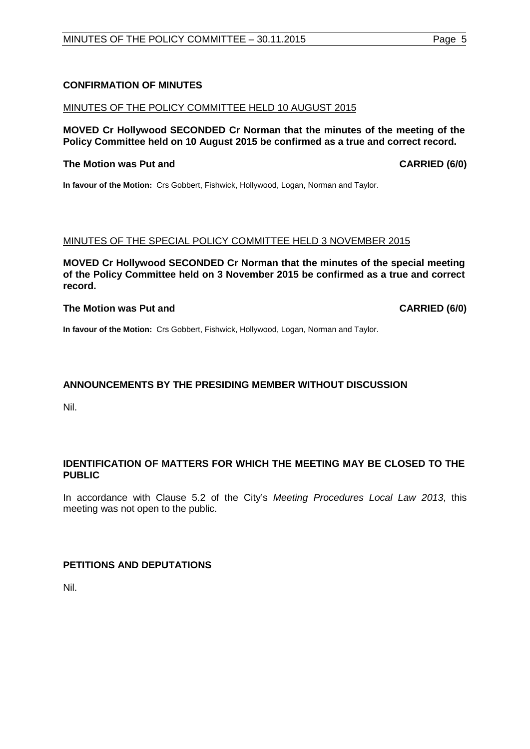## CONFIRMATION OF MINUTES

MINUTES OF THE POLICY COMMITTEE HELD 10 AUGUST 2015

**MOVED Cr Hollywood SECONDED Cr Norman that the minutes of the meeting of the Policy Committee held on 10 August 2015 be confirmed as a true and correct record.**

**The Motion was Put and CARRIED (6/0)**

**In favour of the Motion:** Crs Gobbert, Fishwick, Hollywood, Logan, Norman and Taylor.

MINUTES OF THE SPECIAL POLICY COMMITTEE HELD 3 NOVEMBER 2015

**MOVED Cr Hollywood SECONDED Cr Norman that the minutes of the special meeting of the Policy Committee held on 3 November 2015 be confirmed as a true and correct record.**

**The Motion was Put and CARRIED (6/0)**

**In favour of the Motion:** Crs Gobbert, Fishwick, Hollywood, Logan, Norman and Taylor.

## ANNOUNCEMENTS BY THE PRESIDING MEMBER WITHOUT DISCUSSION

Nil.

## IDENTIFICATION OF MATTERS FOR WHICH THE MEETING MAY BE CLOSED TO THE PUBLIC

In accordance with Clause 5.2 of the City's *Meeting Procedures Local Law 2013*, this meeting was not open to the public.

## PETITIONS AND DEPUTATIONS

Nil.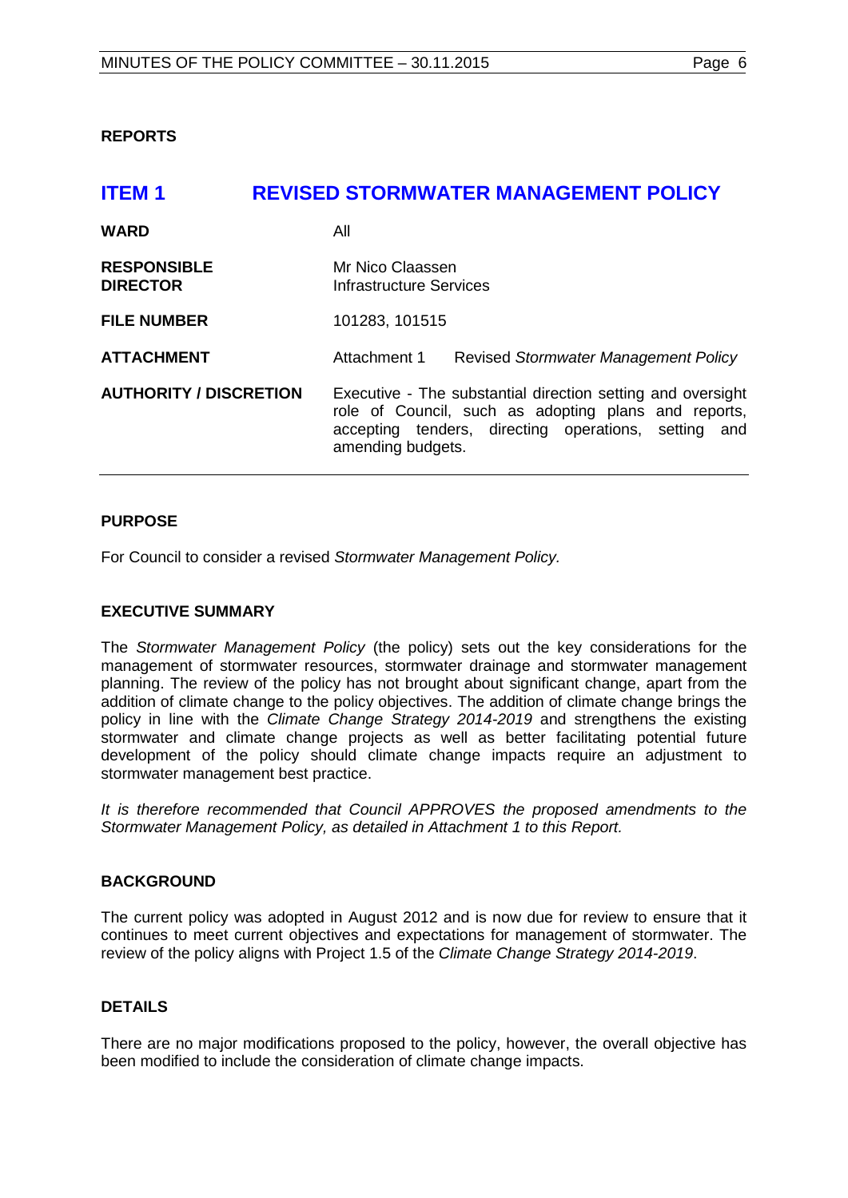**REPORTS**

# ITEM 1 REVISED STORMWATER MANAGEMENT POLICY

| | |
|---|---|
| **WARD** | All |
| **RESPONSIBLE DIRECTOR** | Mr Nico Claassen<br>Infrastructure Services |
| **FILE NUMBER** | 101283, 101515 |
| **ATTACHMENT** | Attachment 1 Revised *Stormwater Management Policy* |
| **AUTHORITY / DISCRETION** | Executive - The substantial direction setting and oversight role of Council, such as adopting plans and reports, accepting tenders, directing operations, setting and amending budgets. |

## PURPOSE

For Council to consider a revised *Stormwater Management Policy.*

## EXECUTIVE SUMMARY

The *Stormwater Management Policy* (the policy) sets out the key considerations for the management of stormwater resources, stormwater drainage and stormwater management planning. The review of the policy has not brought about significant change, apart from the addition of climate change to the policy objectives. The addition of climate change brings the policy in line with the *Climate Change Strategy 2014-2019* and strengthens the existing stormwater and climate change projects as well as better facilitating potential future development of the policy should climate change impacts require an adjustment to stormwater management best practice.

*It is therefore recommended that Council APPROVES the proposed amendments to the Stormwater Management Policy, as detailed in Attachment 1 to this Report.*

## BACKGROUND

The current policy was adopted in August 2012 and is now due for review to ensure that it continues to meet current objectives and expectations for management of stormwater. The review of the policy aligns with Project 1.5 of the *Climate Change Strategy 2014-2019*.

## DETAILS

There are no major modifications proposed to the policy, however, the overall objective has been modified to include the consideration of climate change impacts.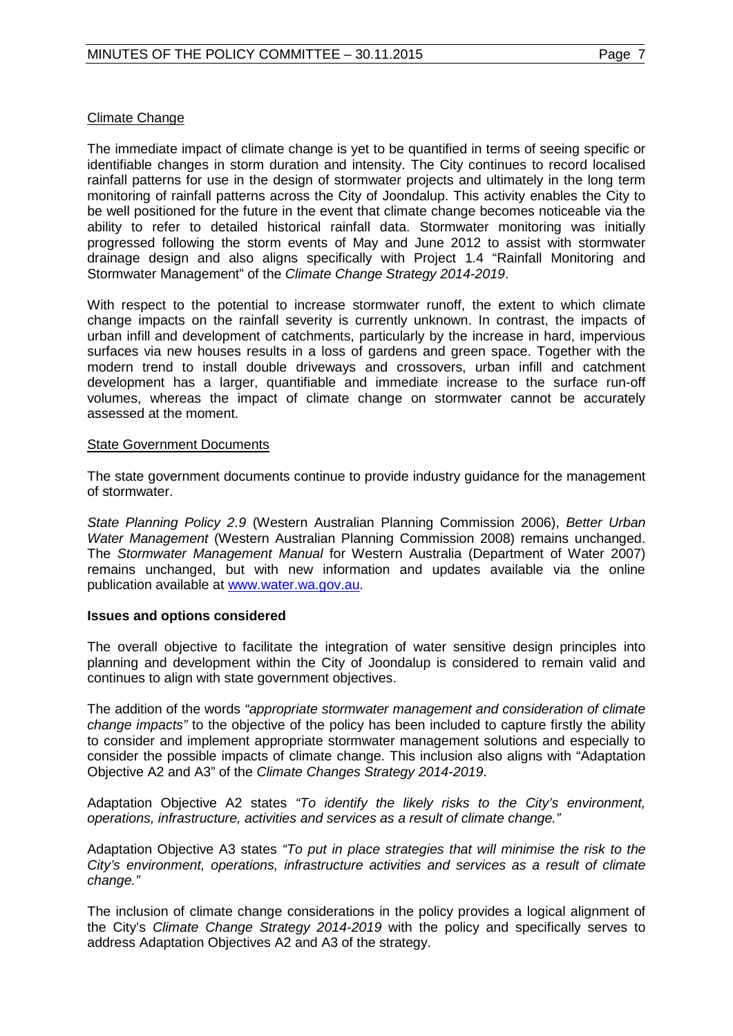Climate Change

The immediate impact of climate change is yet to be quantified in terms of seeing specific or identifiable changes in storm duration and intensity. The City continues to record localised rainfall patterns for use in the design of stormwater projects and ultimately in the long term monitoring of rainfall patterns across the City of Joondalup. This activity enables the City to be well positioned for the future in the event that climate change becomes noticeable via the ability to refer to detailed historical rainfall data. Stormwater monitoring was initially progressed following the storm events of May and June 2012 to assist with stormwater drainage design and also aligns specifically with Project 1.4 "Rainfall Monitoring and Stormwater Management" of the *Climate Change Strategy 2014-2019*.

With respect to the potential to increase stormwater runoff, the extent to which climate change impacts on the rainfall severity is currently unknown. In contrast, the impacts of urban infill and development of catchments, particularly by the increase in hard, impervious surfaces via new houses results in a loss of gardens and green space. Together with the modern trend to install double driveways and crossovers, urban infill and catchment development has a larger, quantifiable and immediate increase to the surface run-off volumes, whereas the impact of climate change on stormwater cannot be accurately assessed at the moment.

State Government Documents

The state government documents continue to provide industry guidance for the management of stormwater.

*State Planning Policy 2.9* (Western Australian Planning Commission 2006), *Better Urban Water Management* (Western Australian Planning Commission 2008) remains unchanged. The *Stormwater Management Manual* for Western Australia (Department of Water 2007) remains unchanged, but with new information and updates available via the online publication available at www.water.wa.gov.au.

**Issues and options considered**

The overall objective to facilitate the integration of water sensitive design principles into planning and development within the City of Joondalup is considered to remain valid and continues to align with state government objectives.

The addition of the words *"appropriate stormwater management and consideration of climate change impacts"* to the objective of the policy has been included to capture firstly the ability to consider and implement appropriate stormwater management solutions and especially to consider the possible impacts of climate change. This inclusion also aligns with "Adaptation Objective A2 and A3" of the *Climate Changes Strategy 2014-2019*.

Adaptation Objective A2 states *"To identify the likely risks to the City's environment, operations, infrastructure, activities and services as a result of climate change."*

Adaptation Objective A3 states *"To put in place strategies that will minimise the risk to the City's environment, operations, infrastructure activities and services as a result of climate change."*

The inclusion of climate change considerations in the policy provides a logical alignment of the City's *Climate Change Strategy 2014-2019* with the policy and specifically serves to address Adaptation Objectives A2 and A3 of the strategy.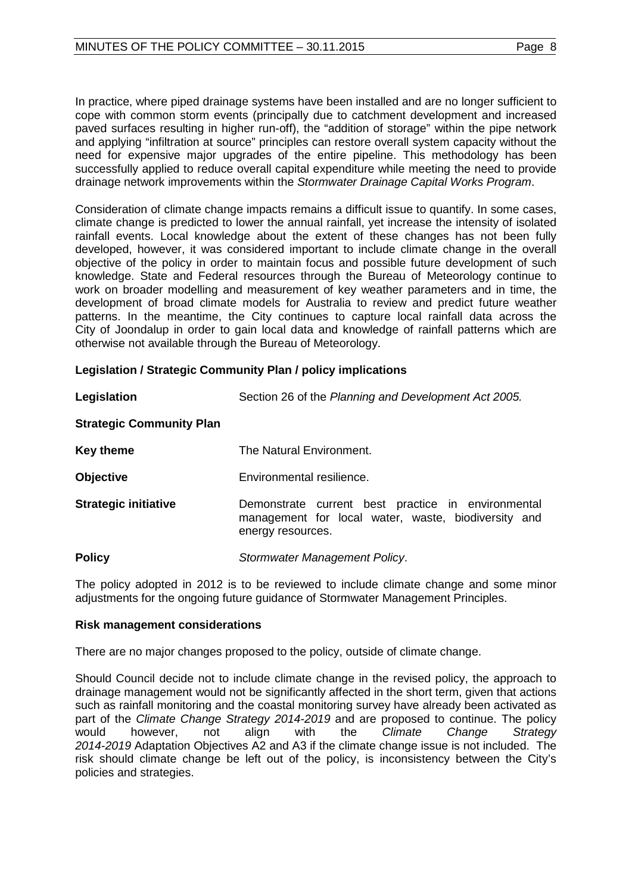In practice, where piped drainage systems have been installed and are no longer sufficient to cope with common storm events (principally due to catchment development and increased paved surfaces resulting in higher run-off), the "addition of storage" within the pipe network and applying "infiltration at source" principles can restore overall system capacity without the need for expensive major upgrades of the entire pipeline. This methodology has been successfully applied to reduce overall capital expenditure while meeting the need to provide drainage network improvements within the *Stormwater Drainage Capital Works Program*.

Consideration of climate change impacts remains a difficult issue to quantify. In some cases, climate change is predicted to lower the annual rainfall, yet increase the intensity of isolated rainfall events. Local knowledge about the extent of these changes has not been fully developed, however, it was considered important to include climate change in the overall objective of the policy in order to maintain focus and possible future development of such knowledge. State and Federal resources through the Bureau of Meteorology continue to work on broader modelling and measurement of key weather parameters and in time, the development of broad climate models for Australia to review and predict future weather patterns. In the meantime, the City continues to capture local rainfall data across the City of Joondalup in order to gain local data and knowledge of rainfall patterns which are otherwise not available through the Bureau of Meteorology.

**Legislation / Strategic Community Plan / policy implications**

| | |
|---|---|
| **Legislation** | Section 26 of the *Planning and Development Act 2005.* |
| **Strategic Community Plan** | |
| **Key theme** | The Natural Environment. |
| **Objective** | Environmental resilience. |
| **Strategic initiative** | Demonstrate current best practice in environmental management for local water, waste, biodiversity and energy resources. |
| **Policy** | *Stormwater Management Policy*. |

The policy adopted in 2012 is to be reviewed to include climate change and some minor adjustments for the ongoing future guidance of Stormwater Management Principles.

**Risk management considerations**

There are no major changes proposed to the policy, outside of climate change.

Should Council decide not to include climate change in the revised policy, the approach to drainage management would not be significantly affected in the short term, given that actions such as rainfall monitoring and the coastal monitoring survey have already been activated as part of the *Climate Change Strategy 2014-2019* and are proposed to continue. The policy would however, not align with the *Climate Change Strategy 2014-2019* Adaptation Objectives A2 and A3 if the climate change issue is not included. The risk should climate change be left out of the policy, is inconsistency between the City's policies and strategies.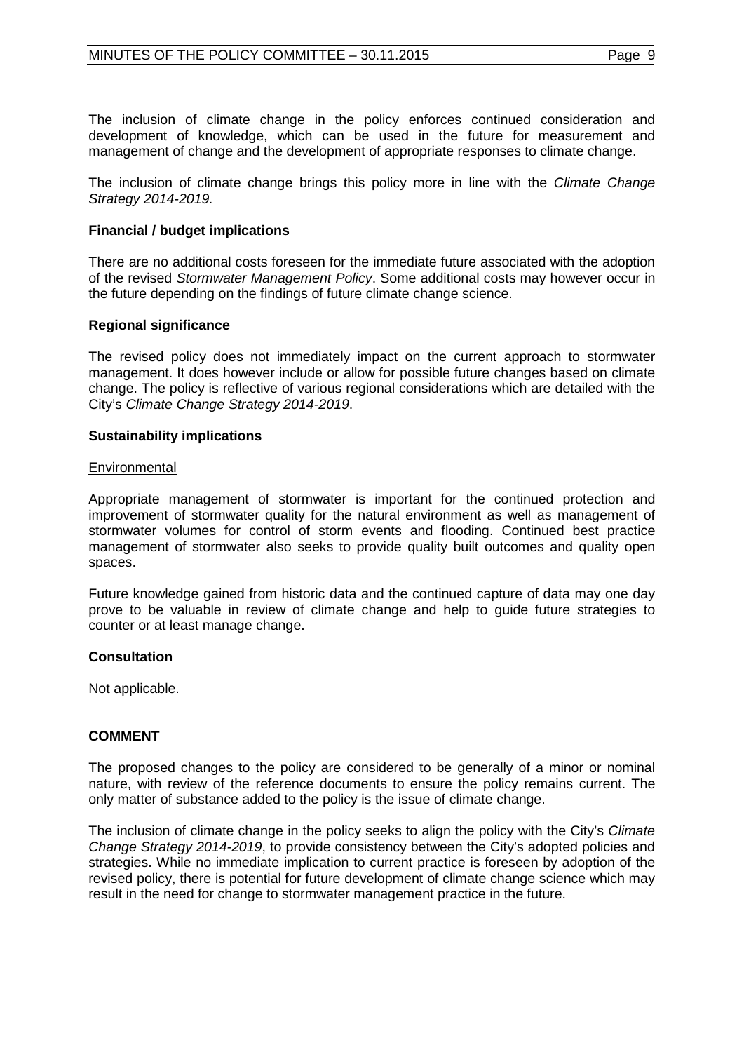The inclusion of climate change in the policy enforces continued consideration and development of knowledge, which can be used in the future for measurement and management of change and the development of appropriate responses to climate change.

The inclusion of climate change brings this policy more in line with the *Climate Change Strategy 2014-2019.*

**Financial / budget implications**

There are no additional costs foreseen for the immediate future associated with the adoption of the revised *Stormwater Management Policy*. Some additional costs may however occur in the future depending on the findings of future climate change science.

**Regional significance**

The revised policy does not immediately impact on the current approach to stormwater management. It does however include or allow for possible future changes based on climate change. The policy is reflective of various regional considerations which are detailed with the City's *Climate Change Strategy 2014-2019*.

**Sustainability implications**

<u>Environmental</u>

Appropriate management of stormwater is important for the continued protection and improvement of stormwater quality for the natural environment as well as management of stormwater volumes for control of storm events and flooding. Continued best practice management of stormwater also seeks to provide quality built outcomes and quality open spaces.

Future knowledge gained from historic data and the continued capture of data may one day prove to be valuable in review of climate change and help to guide future strategies to counter or at least manage change.

**Consultation**

Not applicable.

**COMMENT**

The proposed changes to the policy are considered to be generally of a minor or nominal nature, with review of the reference documents to ensure the policy remains current. The only matter of substance added to the policy is the issue of climate change.

The inclusion of climate change in the policy seeks to align the policy with the City's *Climate Change Strategy 2014-2019*, to provide consistency between the City's adopted policies and strategies. While no immediate implication to current practice is foreseen by adoption of the revised policy, there is potential for future development of climate change science which may result in the need for change to stormwater management practice in the future.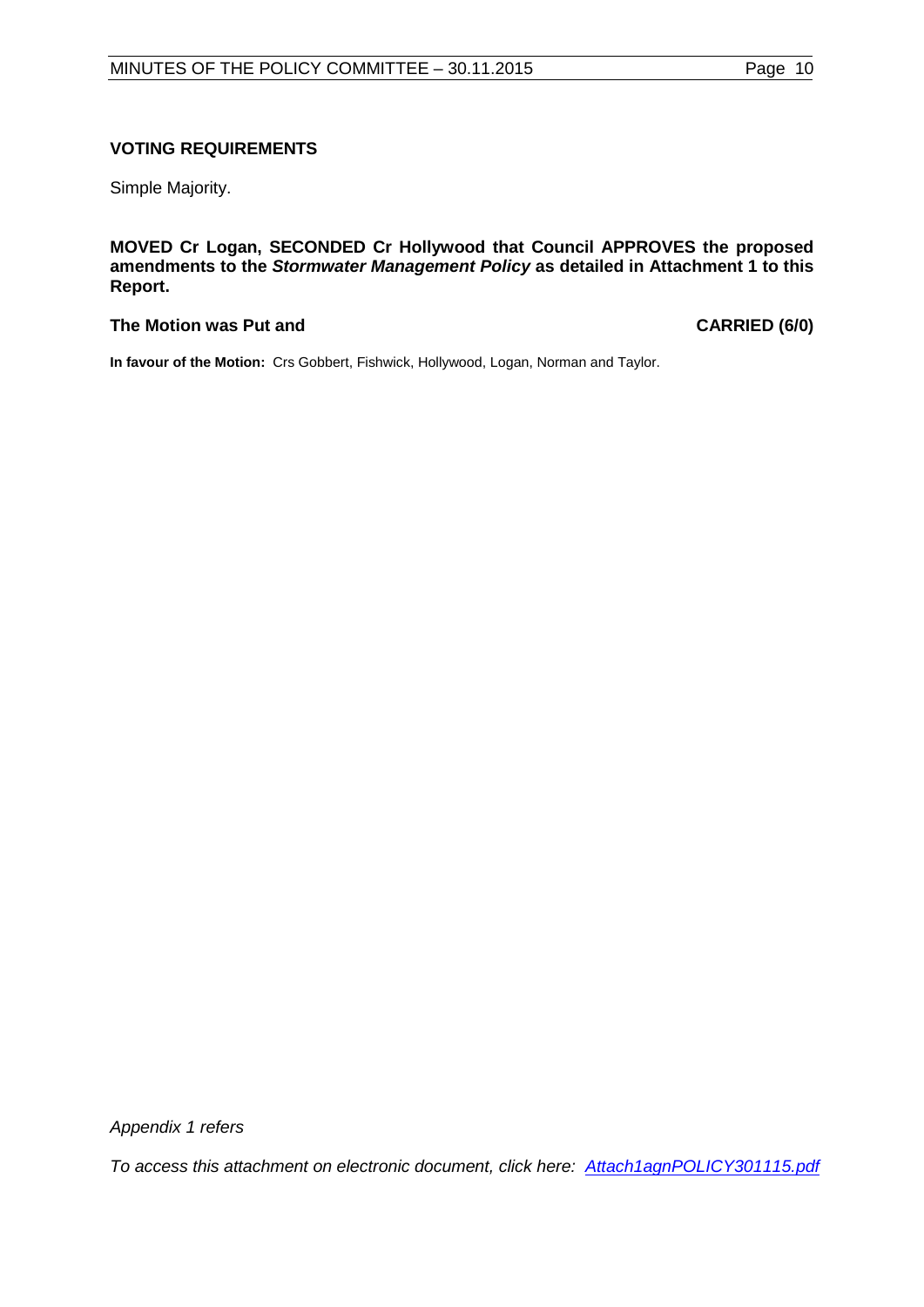**VOTING REQUIREMENTS**

Simple Majority.

**MOVED Cr Logan, SECONDED Cr Hollywood that Council APPROVES the proposed amendments to the *Stormwater Management Policy* as detailed in Attachment 1 to this Report.**

**The Motion was Put and CARRIED (6/0)**

**In favour of the Motion:** Crs Gobbert, Fishwick, Hollywood, Logan, Norman and Taylor.

*Appendix 1 refers*

*To access this attachment on electronic document, click here: Attach1agnPOLICY301115.pdf*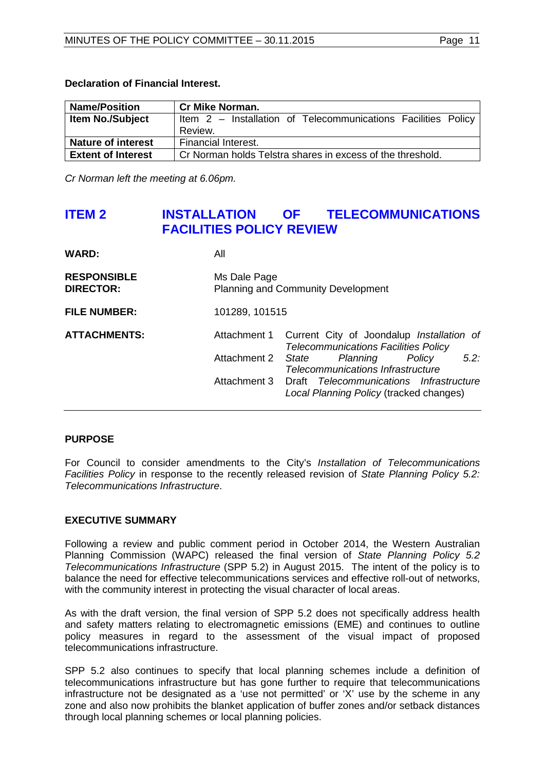**Declaration of Financial Interest.**

| Name/Position | Cr Mike Norman. |
|---|---|
| Item No./Subject | Item 2 – Installation of Telecommunications Facilities Policy Review. |
| Nature of interest | Financial Interest. |
| Extent of Interest | Cr Norman holds Telstra shares in excess of the threshold. |

*Cr Norman left the meeting at 6.06pm.*

## ITEM 2 INSTALLATION OF TELECOMMUNICATIONS FACILITIES POLICY REVIEW

| | | |
|---|---|---|
| **WARD:** | All | |
| **RESPONSIBLE DIRECTOR:** | Ms Dale Page<br>Planning and Community Development | |
| **FILE NUMBER:** | 101289, 101515 | |
| **ATTACHMENTS:** | Attachment 1 | Current City of Joondalup *Installation of Telecommunications Facilities Policy* |
| | Attachment 2 | *State Planning Policy 5.2: Telecommunications Infrastructure* |
| | Attachment 3 | Draft *Telecommunications Infrastructure Local Planning Policy* (tracked changes) |

### PURPOSE

For Council to consider amendments to the City's *Installation of Telecommunications Facilities Policy* in response to the recently released revision of *State Planning Policy 5.2: Telecommunications Infrastructure*.

### EXECUTIVE SUMMARY

Following a review and public comment period in October 2014, the Western Australian Planning Commission (WAPC) released the final version of *State Planning Policy 5.2 Telecommunications Infrastructure* (SPP 5.2) in August 2015. The intent of the policy is to balance the need for effective telecommunications services and effective roll-out of networks, with the community interest in protecting the visual character of local areas.

As with the draft version, the final version of SPP 5.2 does not specifically address health and safety matters relating to electromagnetic emissions (EME) and continues to outline policy measures in regard to the assessment of the visual impact of proposed telecommunications infrastructure.

SPP 5.2 also continues to specify that local planning schemes include a definition of telecommunications infrastructure but has gone further to require that telecommunications infrastructure not be designated as a 'use not permitted' or 'X' use by the scheme in any zone and also now prohibits the blanket application of buffer zones and/or setback distances through local planning schemes or local planning policies.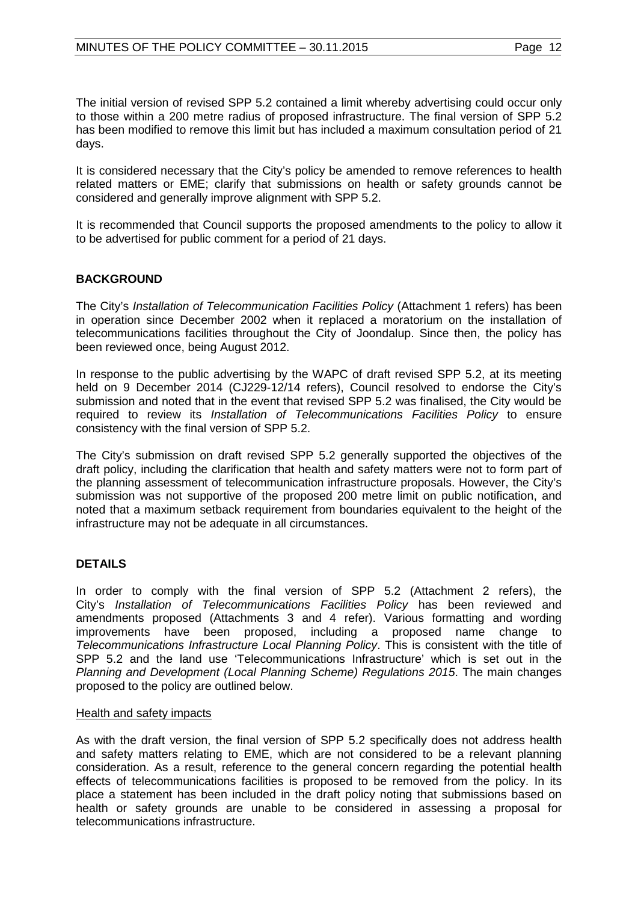The initial version of revised SPP 5.2 contained a limit whereby advertising could occur only to those within a 200 metre radius of proposed infrastructure. The final version of SPP 5.2 has been modified to remove this limit but has included a maximum consultation period of 21 days.

It is considered necessary that the City's policy be amended to remove references to health related matters or EME; clarify that submissions on health or safety grounds cannot be considered and generally improve alignment with SPP 5.2.

It is recommended that Council supports the proposed amendments to the policy to allow it to be advertised for public comment for a period of 21 days.

## BACKGROUND

The City's *Installation of Telecommunication Facilities Policy* (Attachment 1 refers) has been in operation since December 2002 when it replaced a moratorium on the installation of telecommunications facilities throughout the City of Joondalup. Since then, the policy has been reviewed once, being August 2012.

In response to the public advertising by the WAPC of draft revised SPP 5.2, at its meeting held on 9 December 2014 (CJ229-12/14 refers), Council resolved to endorse the City's submission and noted that in the event that revised SPP 5.2 was finalised, the City would be required to review its *Installation of Telecommunications Facilities Policy* to ensure consistency with the final version of SPP 5.2.

The City's submission on draft revised SPP 5.2 generally supported the objectives of the draft policy, including the clarification that health and safety matters were not to form part of the planning assessment of telecommunication infrastructure proposals. However, the City's submission was not supportive of the proposed 200 metre limit on public notification, and noted that a maximum setback requirement from boundaries equivalent to the height of the infrastructure may not be adequate in all circumstances.

## DETAILS

In order to comply with the final version of SPP 5.2 (Attachment 2 refers), the City's *Installation of Telecommunications Facilities Policy* has been reviewed and amendments proposed (Attachments 3 and 4 refer). Various formatting and wording improvements have been proposed, including a proposed name change to *Telecommunications Infrastructure Local Planning Policy*. This is consistent with the title of SPP 5.2 and the land use 'Telecommunications Infrastructure' which is set out in the *Planning and Development (Local Planning Scheme) Regulations 2015*. The main changes proposed to the policy are outlined below.

Health and safety impacts

As with the draft version, the final version of SPP 5.2 specifically does not address health and safety matters relating to EME, which are not considered to be a relevant planning consideration. As a result, reference to the general concern regarding the potential health effects of telecommunications facilities is proposed to be removed from the policy. In its place a statement has been included in the draft policy noting that submissions based on health or safety grounds are unable to be considered in assessing a proposal for telecommunications infrastructure.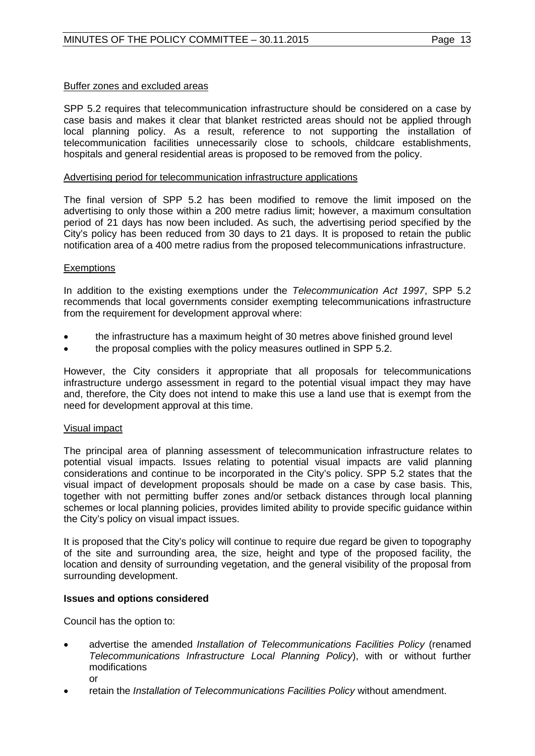Buffer zones and excluded areas

SPP 5.2 requires that telecommunication infrastructure should be considered on a case by case basis and makes it clear that blanket restricted areas should not be applied through local planning policy. As a result, reference to not supporting the installation of telecommunication facilities unnecessarily close to schools, childcare establishments, hospitals and general residential areas is proposed to be removed from the policy.

Advertising period for telecommunication infrastructure applications

The final version of SPP 5.2 has been modified to remove the limit imposed on the advertising to only those within a 200 metre radius limit; however, a maximum consultation period of 21 days has now been included. As such, the advertising period specified by the City's policy has been reduced from 30 days to 21 days. It is proposed to retain the public notification area of a 400 metre radius from the proposed telecommunications infrastructure.

Exemptions

In addition to the existing exemptions under the *Telecommunication Act 1997*, SPP 5.2 recommends that local governments consider exempting telecommunications infrastructure from the requirement for development approval where:

- the infrastructure has a maximum height of 30 metres above finished ground level
- the proposal complies with the policy measures outlined in SPP 5.2.

However, the City considers it appropriate that all proposals for telecommunications infrastructure undergo assessment in regard to the potential visual impact they may have and, therefore, the City does not intend to make this use a land use that is exempt from the need for development approval at this time.

Visual impact

The principal area of planning assessment of telecommunication infrastructure relates to potential visual impacts. Issues relating to potential visual impacts are valid planning considerations and continue to be incorporated in the City's policy. SPP 5.2 states that the visual impact of development proposals should be made on a case by case basis. This, together with not permitting buffer zones and/or setback distances through local planning schemes or local planning policies, provides limited ability to provide specific guidance within the City's policy on visual impact issues.

It is proposed that the City's policy will continue to require due regard be given to topography of the site and surrounding area, the size, height and type of the proposed facility, the location and density of surrounding vegetation, and the general visibility of the proposal from surrounding development.

**Issues and options considered**

Council has the option to:

- advertise the amended *Installation of Telecommunications Facilities Policy* (renamed *Telecommunications Infrastructure Local Planning Policy*), with or without further modifications
  
  or
- retain the *Installation of Telecommunications Facilities Policy* without amendment.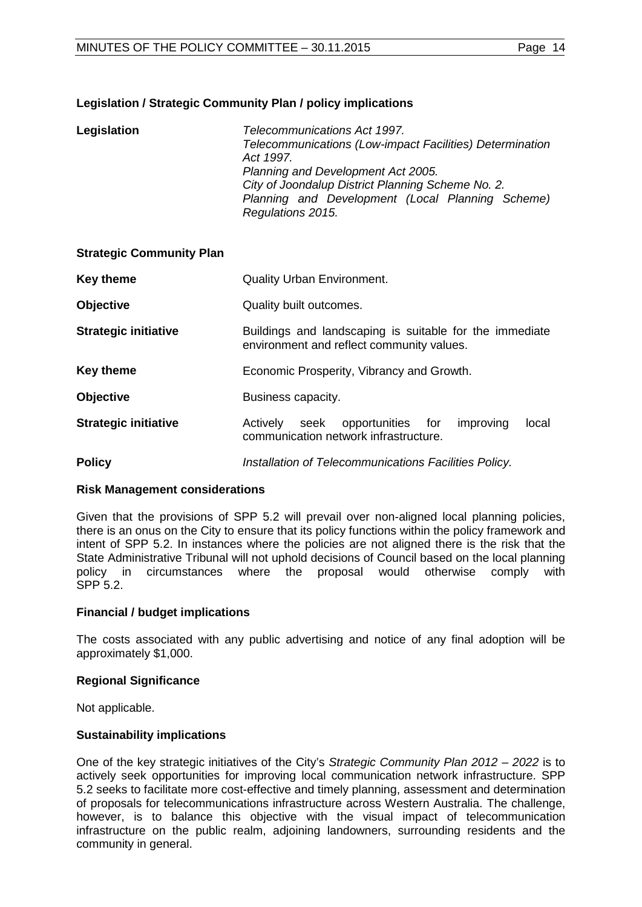**Legislation / Strategic Community Plan / policy implications**

| | |
|---|---|
| **Legislation** | *Telecommunications Act 1997.*<br>*Telecommunications (Low-impact Facilities) Determination Act 1997.*<br>*Planning and Development Act 2005.*<br>*City of Joondalup District Planning Scheme No. 2.*<br>*Planning and Development (Local Planning Scheme) Regulations 2015.* |

**Strategic Community Plan**

| | |
|---|---|
| **Key theme** | Quality Urban Environment. |
| **Objective** | Quality built outcomes. |
| **Strategic initiative** | Buildings and landscaping is suitable for the immediate environment and reflect community values. |
| **Key theme** | Economic Prosperity, Vibrancy and Growth. |
| **Objective** | Business capacity. |
| **Strategic initiative** | Actively seek opportunities for improving local communication network infrastructure. |
| **Policy** | *Installation of Telecommunications Facilities Policy.* |

**Risk Management considerations**

Given that the provisions of SPP 5.2 will prevail over non-aligned local planning policies, there is an onus on the City to ensure that its policy functions within the policy framework and intent of SPP 5.2. In instances where the policies are not aligned there is the risk that the State Administrative Tribunal will not uphold decisions of Council based on the local planning policy in circumstances where the proposal would otherwise comply with SPP 5.2.

**Financial / budget implications**

The costs associated with any public advertising and notice of any final adoption will be approximately $1,000.

**Regional Significance**

Not applicable.

**Sustainability implications**

One of the key strategic initiatives of the City's *Strategic Community Plan 2012 – 2022* is to actively seek opportunities for improving local communication network infrastructure. SPP 5.2 seeks to facilitate more cost-effective and timely planning, assessment and determination of proposals for telecommunications infrastructure across Western Australia. The challenge, however, is to balance this objective with the visual impact of telecommunication infrastructure on the public realm, adjoining landowners, surrounding residents and the community in general.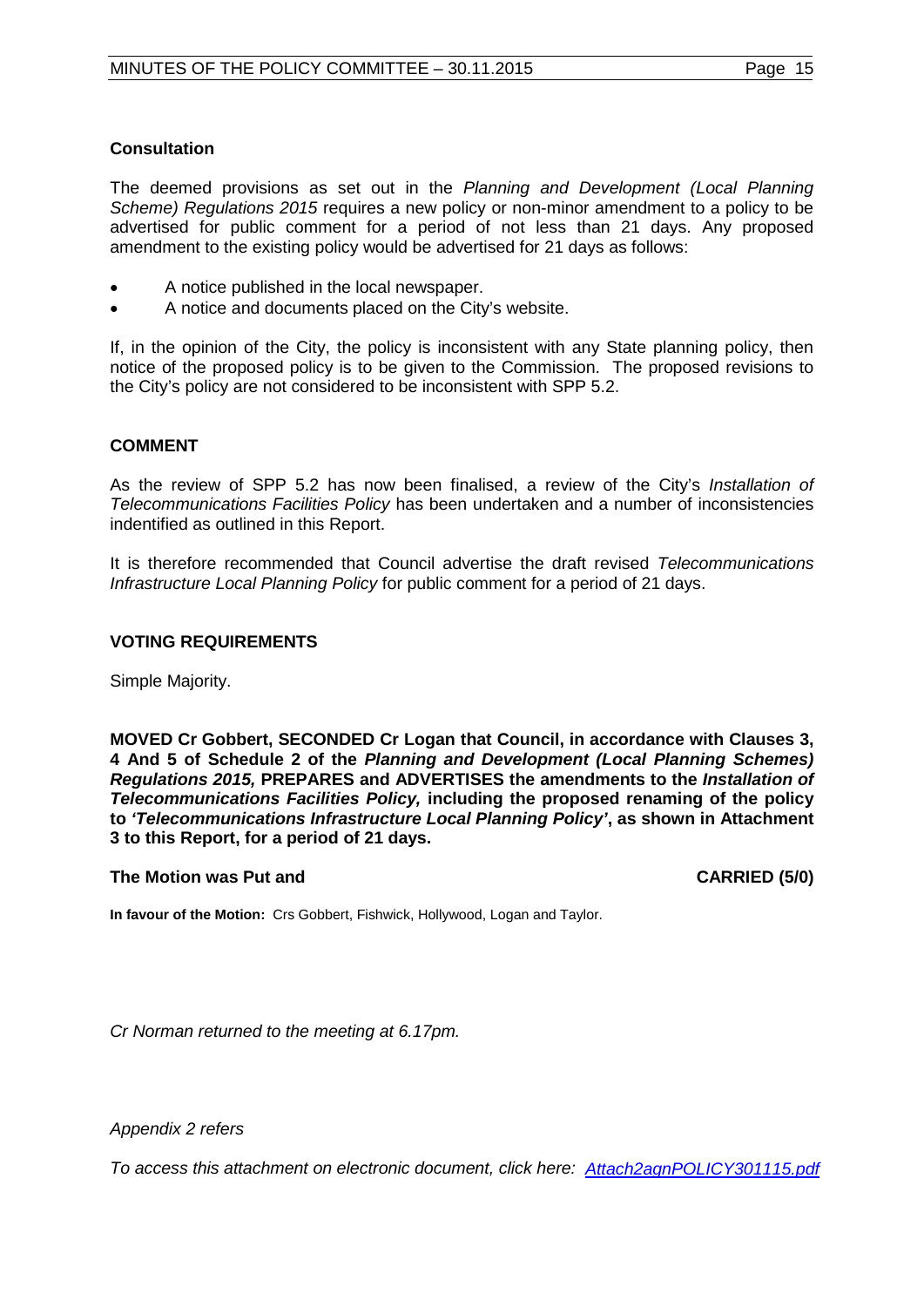### Consultation

The deemed provisions as set out in the *Planning and Development (Local Planning Scheme) Regulations 2015* requires a new policy or non-minor amendment to a policy to be advertised for public comment for a period of not less than 21 days. Any proposed amendment to the existing policy would be advertised for 21 days as follows:

- A notice published in the local newspaper.
- A notice and documents placed on the City's website.

If, in the opinion of the City, the policy is inconsistent with any State planning policy, then notice of the proposed policy is to be given to the Commission. The proposed revisions to the City's policy are not considered to be inconsistent with SPP 5.2.

### COMMENT

As the review of SPP 5.2 has now been finalised, a review of the City's *Installation of Telecommunications Facilities Policy* has been undertaken and a number of inconsistencies indentified as outlined in this Report.

It is therefore recommended that Council advertise the draft revised *Telecommunications Infrastructure Local Planning Policy* for public comment for a period of 21 days.

### VOTING REQUIREMENTS

Simple Majority.

**MOVED Cr Gobbert, SECONDED Cr Logan that Council, in accordance with Clauses 3, 4 And 5 of Schedule 2 of the *Planning and Development (Local Planning Schemes) Regulations 2015,* PREPARES and ADVERTISES the amendments to the *Installation of Telecommunications Facilities Policy,* including the proposed renaming of the policy to *'Telecommunications Infrastructure Local Planning Policy'*, as shown in Attachment 3 to this Report, for a period of 21 days.**

**The Motion was Put and CARRIED (5/0)**

**In favour of the Motion:** Crs Gobbert, Fishwick, Hollywood, Logan and Taylor.

*Cr Norman returned to the meeting at 6.17pm.*

*Appendix 2 refers*

*To access this attachment on electronic document, click here: Attach2agnPOLICY301115.pdf*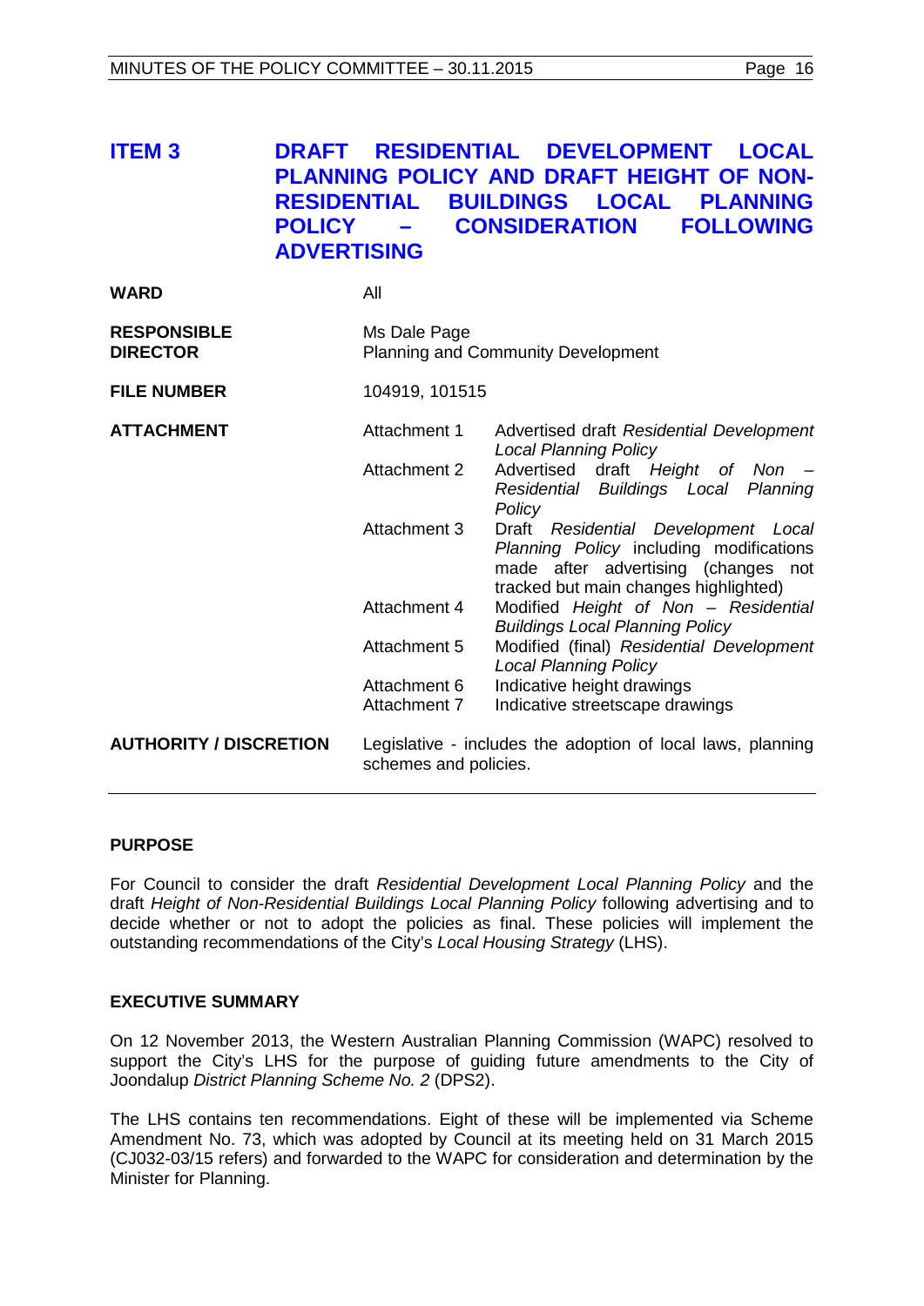# ITEM 3 DRAFT RESIDENTIAL DEVELOPMENT LOCAL PLANNING POLICY AND DRAFT HEIGHT OF NON-RESIDENTIAL BUILDINGS LOCAL PLANNING POLICY – CONSIDERATION FOLLOWING ADVERTISING

| | | |
|---|---|---|
| **WARD** | All | |
| **RESPONSIBLE DIRECTOR** | Ms Dale Page<br>Planning and Community Development | |
| **FILE NUMBER** | 104919, 101515 | |
| **ATTACHMENT** | Attachment 1 | Advertised draft *Residential Development Local Planning Policy* |
| | Attachment 2 | Advertised draft *Height of Non – Residential Buildings Local Planning Policy* |
| | Attachment 3 | Draft *Residential Development Local Planning Policy* including modifications made after advertising (changes not tracked but main changes highlighted) |
| | Attachment 4 | Modified *Height of Non – Residential Buildings Local Planning Policy* |
| | Attachment 5 | Modified (final) *Residential Development Local Planning Policy* |
| | Attachment 6 | Indicative height drawings |
| | Attachment 7 | Indicative streetscape drawings |
| **AUTHORITY / DISCRETION** | Legislative - includes the adoption of local laws, planning schemes and policies. | |

## PURPOSE

For Council to consider the draft *Residential Development Local Planning Policy* and the draft *Height of Non-Residential Buildings Local Planning Policy* following advertising and to decide whether or not to adopt the policies as final. These policies will implement the outstanding recommendations of the City's *Local Housing Strategy* (LHS).

## EXECUTIVE SUMMARY

On 12 November 2013, the Western Australian Planning Commission (WAPC) resolved to support the City's LHS for the purpose of guiding future amendments to the City of Joondalup *District Planning Scheme No. 2* (DPS2).

The LHS contains ten recommendations. Eight of these will be implemented via Scheme Amendment No. 73, which was adopted by Council at its meeting held on 31 March 2015 (CJ032-03/15 refers) and forwarded to the WAPC for consideration and determination by the Minister for Planning.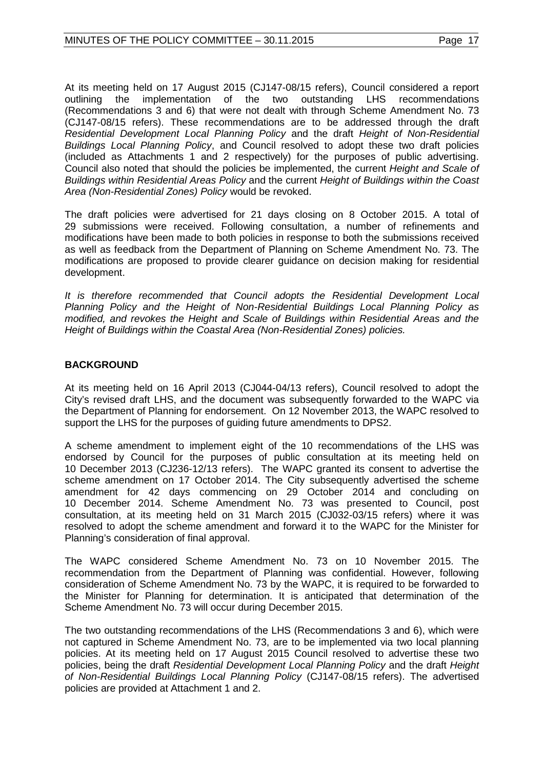At its meeting held on 17 August 2015 (CJ147-08/15 refers), Council considered a report outlining the implementation of the two outstanding LHS recommendations (Recommendations 3 and 6) that were not dealt with through Scheme Amendment No. 73 (CJ147-08/15 refers). These recommendations are to be addressed through the draft *Residential Development Local Planning Policy* and the draft *Height of Non-Residential Buildings Local Planning Policy*, and Council resolved to adopt these two draft policies (included as Attachments 1 and 2 respectively) for the purposes of public advertising. Council also noted that should the policies be implemented, the current *Height and Scale of Buildings within Residential Areas Policy* and the current *Height of Buildings within the Coast Area (Non-Residential Zones) Policy* would be revoked.

The draft policies were advertised for 21 days closing on 8 October 2015. A total of 29 submissions were received. Following consultation, a number of refinements and modifications have been made to both policies in response to both the submissions received as well as feedback from the Department of Planning on Scheme Amendment No. 73. The modifications are proposed to provide clearer guidance on decision making for residential development.

*It is therefore recommended that Council adopts the Residential Development Local Planning Policy and the Height of Non-Residential Buildings Local Planning Policy as modified, and revokes the Height and Scale of Buildings within Residential Areas and the Height of Buildings within the Coastal Area (Non-Residential Zones) policies.*

## BACKGROUND

At its meeting held on 16 April 2013 (CJ044-04/13 refers), Council resolved to adopt the City's revised draft LHS, and the document was subsequently forwarded to the WAPC via the Department of Planning for endorsement. On 12 November 2013, the WAPC resolved to support the LHS for the purposes of guiding future amendments to DPS2.

A scheme amendment to implement eight of the 10 recommendations of the LHS was endorsed by Council for the purposes of public consultation at its meeting held on 10 December 2013 (CJ236-12/13 refers). The WAPC granted its consent to advertise the scheme amendment on 17 October 2014. The City subsequently advertised the scheme amendment for 42 days commencing on 29 October 2014 and concluding on 10 December 2014. Scheme Amendment No. 73 was presented to Council, post consultation, at its meeting held on 31 March 2015 (CJ032-03/15 refers) where it was resolved to adopt the scheme amendment and forward it to the WAPC for the Minister for Planning's consideration of final approval.

The WAPC considered Scheme Amendment No. 73 on 10 November 2015. The recommendation from the Department of Planning was confidential. However, following consideration of Scheme Amendment No. 73 by the WAPC, it is required to be forwarded to the Minister for Planning for determination. It is anticipated that determination of the Scheme Amendment No. 73 will occur during December 2015.

The two outstanding recommendations of the LHS (Recommendations 3 and 6), which were not captured in Scheme Amendment No. 73, are to be implemented via two local planning policies. At its meeting held on 17 August 2015 Council resolved to advertise these two policies, being the draft *Residential Development Local Planning Policy* and the draft *Height of Non-Residential Buildings Local Planning Policy* (CJ147-08/15 refers). The advertised policies are provided at Attachment 1 and 2.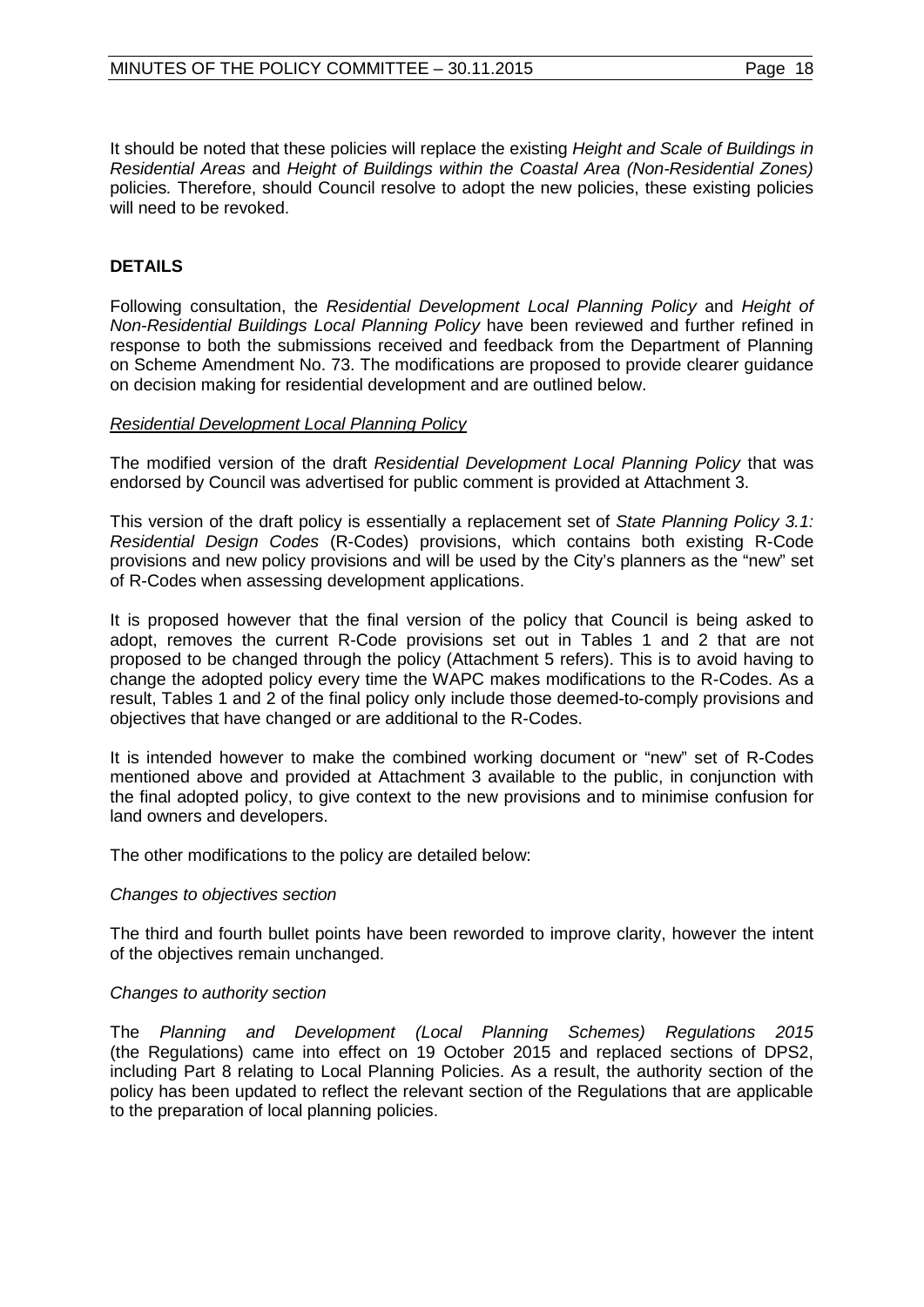It should be noted that these policies will replace the existing *Height and Scale of Buildings in Residential Areas* and *Height of Buildings within the Coastal Area (Non-Residential Zones)* policies. Therefore, should Council resolve to adopt the new policies, these existing policies will need to be revoked.

## DETAILS

Following consultation, the *Residential Development Local Planning Policy* and *Height of Non-Residential Buildings Local Planning Policy* have been reviewed and further refined in response to both the submissions received and feedback from the Department of Planning on Scheme Amendment No. 73. The modifications are proposed to provide clearer guidance on decision making for residential development and are outlined below.

### *Residential Development Local Planning Policy*

The modified version of the draft *Residential Development Local Planning Policy* that was endorsed by Council was advertised for public comment is provided at Attachment 3.

This version of the draft policy is essentially a replacement set of *State Planning Policy 3.1: Residential Design Codes* (R-Codes) provisions, which contains both existing R-Code provisions and new policy provisions and will be used by the City's planners as the "new" set of R-Codes when assessing development applications.

It is proposed however that the final version of the policy that Council is being asked to adopt, removes the current R-Code provisions set out in Tables 1 and 2 that are not proposed to be changed through the policy (Attachment 5 refers). This is to avoid having to change the adopted policy every time the WAPC makes modifications to the R-Codes. As a result, Tables 1 and 2 of the final policy only include those deemed-to-comply provisions and objectives that have changed or are additional to the R-Codes.

It is intended however to make the combined working document or "new" set of R-Codes mentioned above and provided at Attachment 3 available to the public, in conjunction with the final adopted policy, to give context to the new provisions and to minimise confusion for land owners and developers.

The other modifications to the policy are detailed below:

*Changes to objectives section*

The third and fourth bullet points have been reworded to improve clarity, however the intent of the objectives remain unchanged.

*Changes to authority section*

The *Planning and Development (Local Planning Schemes) Regulations 2015* (the Regulations) came into effect on 19 October 2015 and replaced sections of DPS2, including Part 8 relating to Local Planning Policies. As a result, the authority section of the policy has been updated to reflect the relevant section of the Regulations that are applicable to the preparation of local planning policies.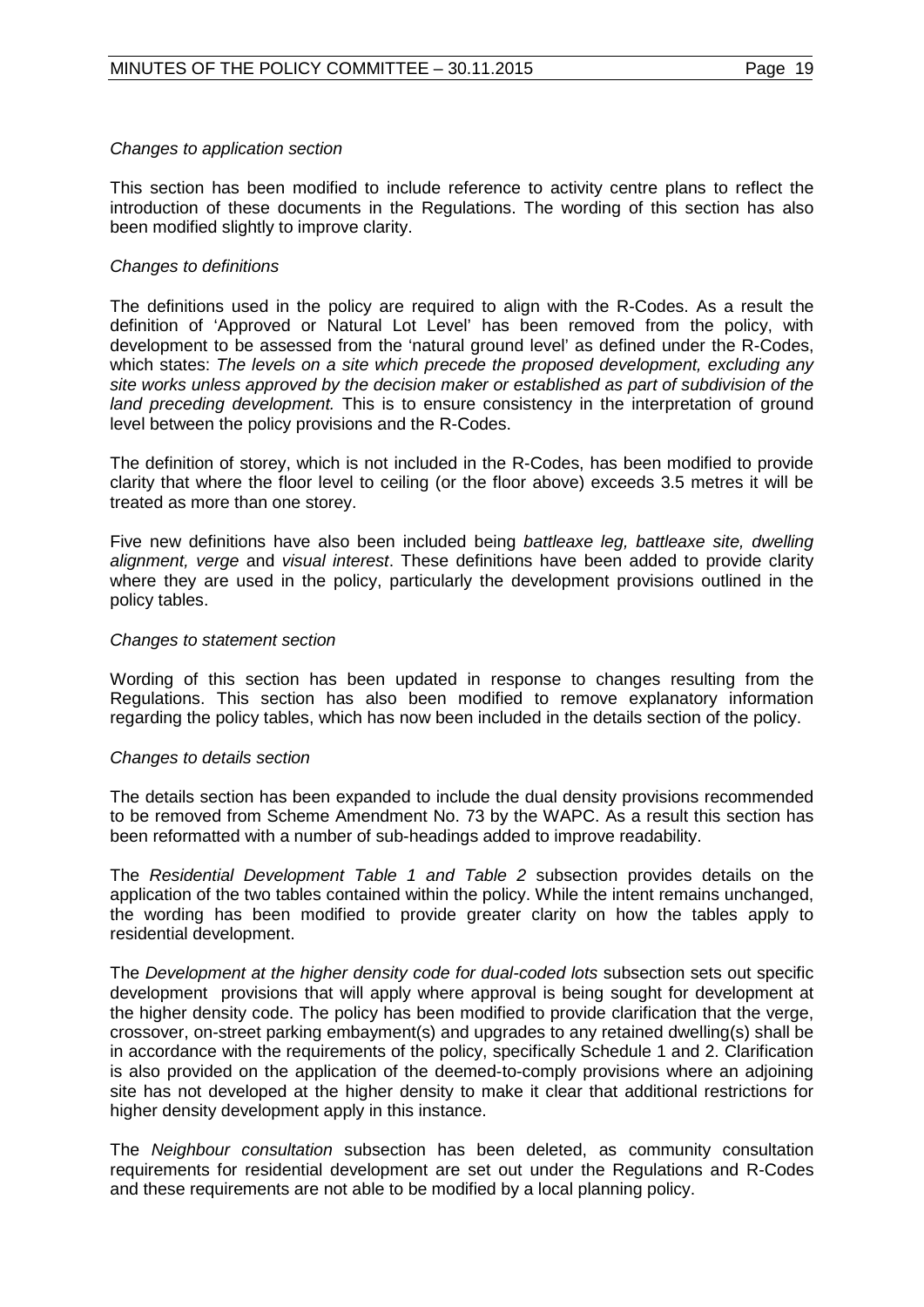*Changes to application section*

This section has been modified to include reference to activity centre plans to reflect the introduction of these documents in the Regulations. The wording of this section has also been modified slightly to improve clarity.

*Changes to definitions*

The definitions used in the policy are required to align with the R-Codes. As a result the definition of 'Approved or Natural Lot Level' has been removed from the policy, with development to be assessed from the 'natural ground level' as defined under the R-Codes, which states: *The levels on a site which precede the proposed development, excluding any site works unless approved by the decision maker or established as part of subdivision of the land preceding development.* This is to ensure consistency in the interpretation of ground level between the policy provisions and the R-Codes.

The definition of storey, which is not included in the R-Codes, has been modified to provide clarity that where the floor level to ceiling (or the floor above) exceeds 3.5 metres it will be treated as more than one storey.

Five new definitions have also been included being *battleaxe leg, battleaxe site, dwelling alignment, verge* and *visual interest*. These definitions have been added to provide clarity where they are used in the policy, particularly the development provisions outlined in the policy tables.

*Changes to statement section*

Wording of this section has been updated in response to changes resulting from the Regulations. This section has also been modified to remove explanatory information regarding the policy tables, which has now been included in the details section of the policy.

*Changes to details section*

The details section has been expanded to include the dual density provisions recommended to be removed from Scheme Amendment No. 73 by the WAPC. As a result this section has been reformatted with a number of sub-headings added to improve readability.

The *Residential Development Table 1 and Table 2* subsection provides details on the application of the two tables contained within the policy. While the intent remains unchanged, the wording has been modified to provide greater clarity on how the tables apply to residential development.

The *Development at the higher density code for dual-coded lots* subsection sets out specific development provisions that will apply where approval is being sought for development at the higher density code. The policy has been modified to provide clarification that the verge, crossover, on-street parking embayment(s) and upgrades to any retained dwelling(s) shall be in accordance with the requirements of the policy, specifically Schedule 1 and 2. Clarification is also provided on the application of the deemed-to-comply provisions where an adjoining site has not developed at the higher density to make it clear that additional restrictions for higher density development apply in this instance.

The *Neighbour consultation* subsection has been deleted, as community consultation requirements for residential development are set out under the Regulations and R-Codes and these requirements are not able to be modified by a local planning policy.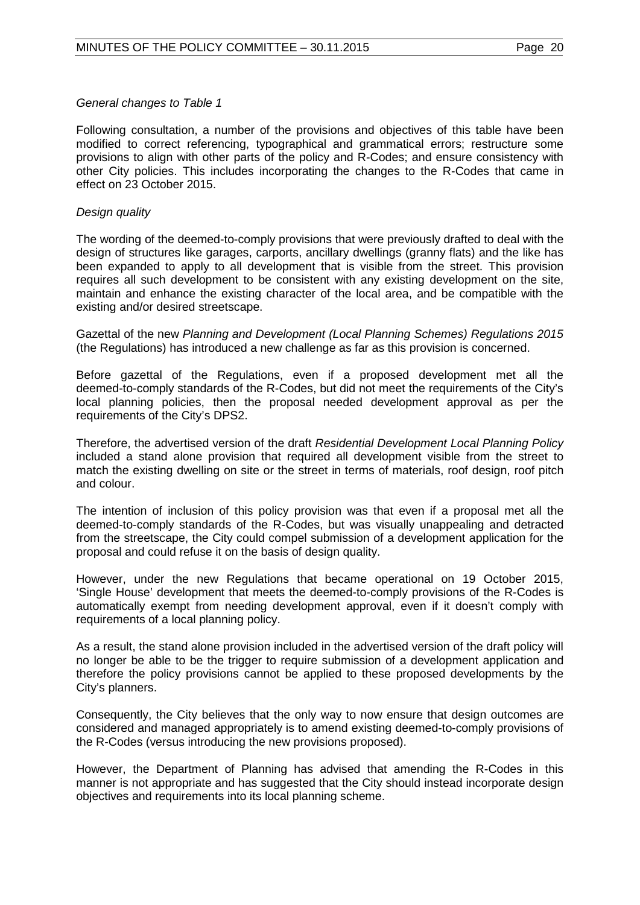*General changes to Table 1*

Following consultation, a number of the provisions and objectives of this table have been modified to correct referencing, typographical and grammatical errors; restructure some provisions to align with other parts of the policy and R-Codes; and ensure consistency with other City policies. This includes incorporating the changes to the R-Codes that came in effect on 23 October 2015.

*Design quality*

The wording of the deemed-to-comply provisions that were previously drafted to deal with the design of structures like garages, carports, ancillary dwellings (granny flats) and the like has been expanded to apply to all development that is visible from the street. This provision requires all such development to be consistent with any existing development on the site, maintain and enhance the existing character of the local area, and be compatible with the existing and/or desired streetscape.

Gazettal of the new *Planning and Development (Local Planning Schemes) Regulations 2015* (the Regulations) has introduced a new challenge as far as this provision is concerned.

Before gazettal of the Regulations, even if a proposed development met all the deemed-to-comply standards of the R-Codes, but did not meet the requirements of the City's local planning policies, then the proposal needed development approval as per the requirements of the City's DPS2.

Therefore, the advertised version of the draft *Residential Development Local Planning Policy* included a stand alone provision that required all development visible from the street to match the existing dwelling on site or the street in terms of materials, roof design, roof pitch and colour.

The intention of inclusion of this policy provision was that even if a proposal met all the deemed-to-comply standards of the R-Codes, but was visually unappealing and detracted from the streetscape, the City could compel submission of a development application for the proposal and could refuse it on the basis of design quality.

However, under the new Regulations that became operational on 19 October 2015, 'Single House' development that meets the deemed-to-comply provisions of the R-Codes is automatically exempt from needing development approval, even if it doesn't comply with requirements of a local planning policy.

As a result, the stand alone provision included in the advertised version of the draft policy will no longer be able to be the trigger to require submission of a development application and therefore the policy provisions cannot be applied to these proposed developments by the City's planners.

Consequently, the City believes that the only way to now ensure that design outcomes are considered and managed appropriately is to amend existing deemed-to-comply provisions of the R-Codes (versus introducing the new provisions proposed).

However, the Department of Planning has advised that amending the R-Codes in this manner is not appropriate and has suggested that the City should instead incorporate design objectives and requirements into its local planning scheme.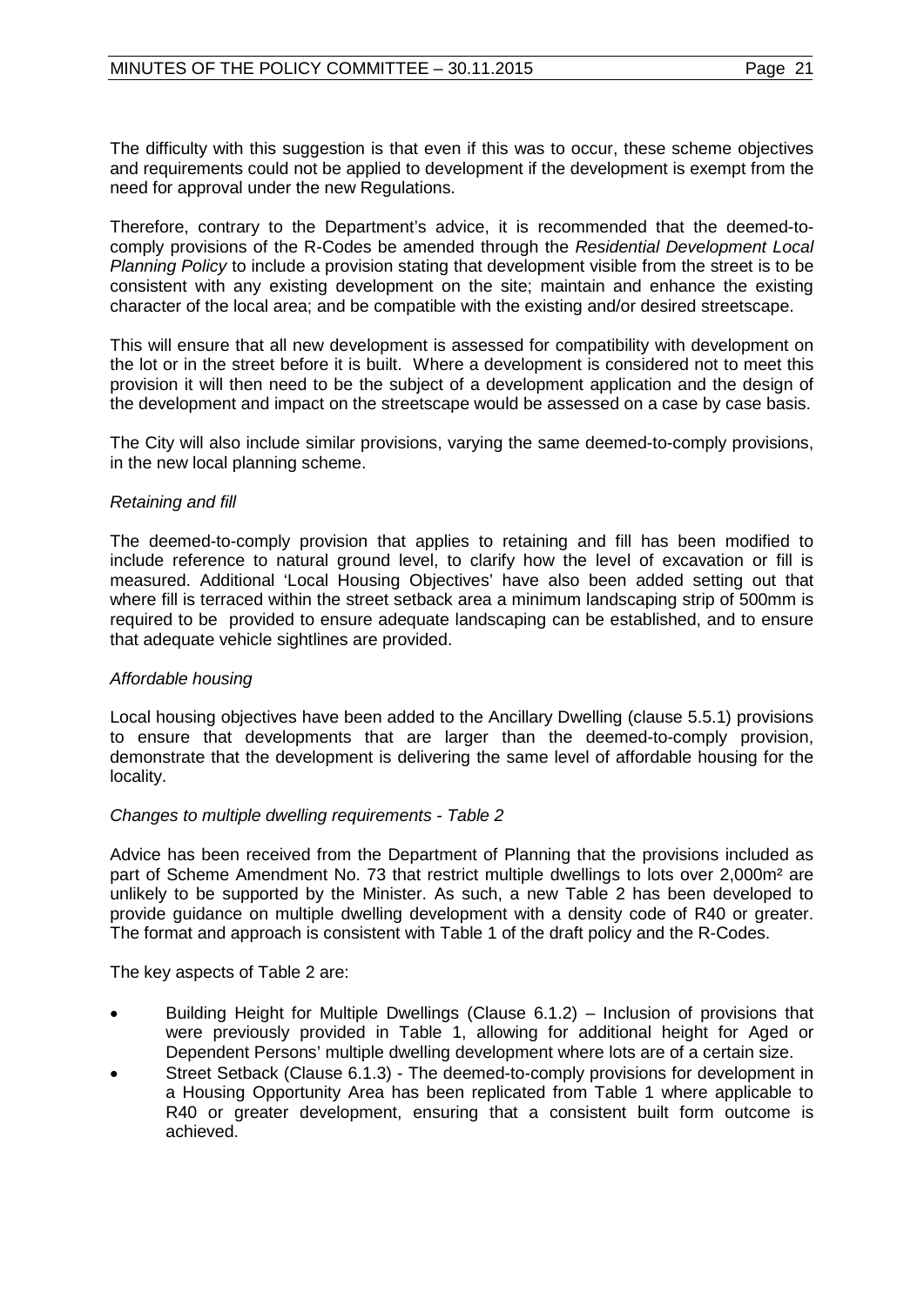The difficulty with this suggestion is that even if this was to occur, these scheme objectives and requirements could not be applied to development if the development is exempt from the need for approval under the new Regulations.

Therefore, contrary to the Department's advice, it is recommended that the deemed-to-comply provisions of the R-Codes be amended through the *Residential Development Local Planning Policy* to include a provision stating that development visible from the street is to be consistent with any existing development on the site; maintain and enhance the existing character of the local area; and be compatible with the existing and/or desired streetscape.

This will ensure that all new development is assessed for compatibility with development on the lot or in the street before it is built. Where a development is considered not to meet this provision it will then need to be the subject of a development application and the design of the development and impact on the streetscape would be assessed on a case by case basis.

The City will also include similar provisions, varying the same deemed-to-comply provisions, in the new local planning scheme.

*Retaining and fill*

The deemed-to-comply provision that applies to retaining and fill has been modified to include reference to natural ground level, to clarify how the level of excavation or fill is measured. Additional 'Local Housing Objectives' have also been added setting out that where fill is terraced within the street setback area a minimum landscaping strip of 500mm is required to be provided to ensure adequate landscaping can be established, and to ensure that adequate vehicle sightlines are provided.

*Affordable housing*

Local housing objectives have been added to the Ancillary Dwelling (clause 5.5.1) provisions to ensure that developments that are larger than the deemed-to-comply provision, demonstrate that the development is delivering the same level of affordable housing for the locality.

*Changes to multiple dwelling requirements - Table 2*

Advice has been received from the Department of Planning that the provisions included as part of Scheme Amendment No. 73 that restrict multiple dwellings to lots over 2,000m² are unlikely to be supported by the Minister. As such, a new Table 2 has been developed to provide guidance on multiple dwelling development with a density code of R40 or greater. The format and approach is consistent with Table 1 of the draft policy and the R-Codes.

The key aspects of Table 2 are:

- Building Height for Multiple Dwellings (Clause 6.1.2) – Inclusion of provisions that were previously provided in Table 1, allowing for additional height for Aged or Dependent Persons' multiple dwelling development where lots are of a certain size.
- Street Setback (Clause 6.1.3) - The deemed-to-comply provisions for development in a Housing Opportunity Area has been replicated from Table 1 where applicable to R40 or greater development, ensuring that a consistent built form outcome is achieved.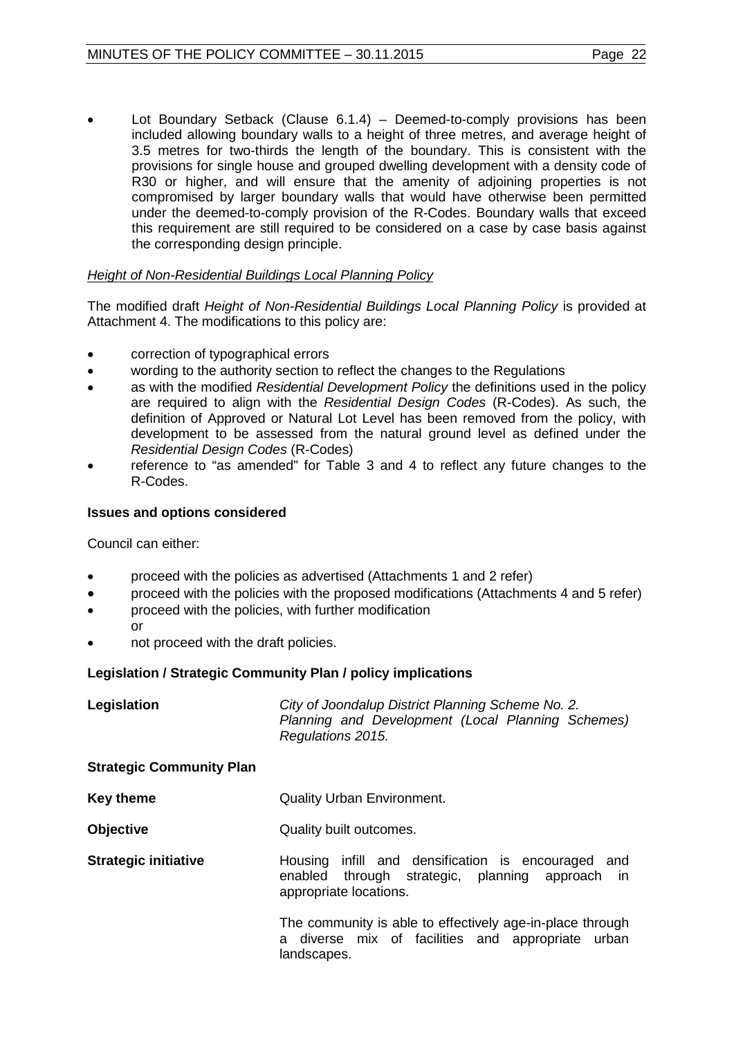- Lot Boundary Setback (Clause 6.1.4) – Deemed-to-comply provisions has been included allowing boundary walls to a height of three metres, and average height of 3.5 metres for two-thirds the length of the boundary. This is consistent with the provisions for single house and grouped dwelling development with a density code of R30 or higher, and will ensure that the amenity of adjoining properties is not compromised by larger boundary walls that would have otherwise been permitted under the deemed-to-comply provision of the R-Codes. Boundary walls that exceed this requirement are still required to be considered on a case by case basis against the corresponding design principle.

*Height of Non-Residential Buildings Local Planning Policy*

The modified draft *Height of Non-Residential Buildings Local Planning Policy* is provided at Attachment 4. The modifications to this policy are:

- correction of typographical errors
- wording to the authority section to reflect the changes to the Regulations
- as with the modified *Residential Development Policy* the definitions used in the policy are required to align with the *Residential Design Codes* (R-Codes). As such, the definition of Approved or Natural Lot Level has been removed from the policy, with development to be assessed from the natural ground level as defined under the *Residential Design Codes* (R-Codes)
- reference to "as amended" for Table 3 and 4 to reflect any future changes to the R-Codes.

**Issues and options considered**

Council can either:

- proceed with the policies as advertised (Attachments 1 and 2 refer)
- proceed with the policies with the proposed modifications (Attachments 4 and 5 refer)
- proceed with the policies, with further modification
  or
- not proceed with the draft policies.

**Legislation / Strategic Community Plan / policy implications**

| | |
|---|---|
| **Legislation** | *City of Joondalup District Planning Scheme No. 2.* *Planning and Development (Local Planning Schemes) Regulations 2015.* |
| **Strategic Community Plan** | |
| **Key theme** | Quality Urban Environment. |
| **Objective** | Quality built outcomes. |
| **Strategic initiative** | Housing infill and densification is encouraged and enabled through strategic, planning approach in appropriate locations. |
| | The community is able to effectively age-in-place through a diverse mix of facilities and appropriate urban landscapes. |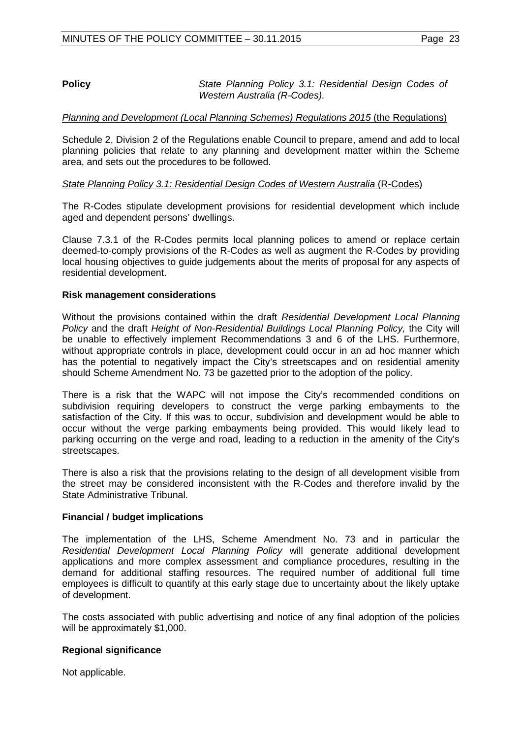**Policy** *State Planning Policy 3.1: Residential Design Codes of Western Australia (R-Codes).*

*Planning and Development (Local Planning Schemes) Regulations 2015* (the Regulations)

Schedule 2, Division 2 of the Regulations enable Council to prepare, amend and add to local planning policies that relate to any planning and development matter within the Scheme area, and sets out the procedures to be followed.

*State Planning Policy 3.1: Residential Design Codes of Western Australia* (R-Codes)

The R-Codes stipulate development provisions for residential development which include aged and dependent persons' dwellings.

Clause 7.3.1 of the R-Codes permits local planning polices to amend or replace certain deemed-to-comply provisions of the R-Codes as well as augment the R-Codes by providing local housing objectives to guide judgements about the merits of proposal for any aspects of residential development.

**Risk management considerations**

Without the provisions contained within the draft *Residential Development Local Planning Policy* and the draft *Height of Non-Residential Buildings Local Planning Policy,* the City will be unable to effectively implement Recommendations 3 and 6 of the LHS. Furthermore, without appropriate controls in place, development could occur in an ad hoc manner which has the potential to negatively impact the City's streetscapes and on residential amenity should Scheme Amendment No. 73 be gazetted prior to the adoption of the policy.

There is a risk that the WAPC will not impose the City's recommended conditions on subdivision requiring developers to construct the verge parking embayments to the satisfaction of the City. If this was to occur, subdivision and development would be able to occur without the verge parking embayments being provided. This would likely lead to parking occurring on the verge and road, leading to a reduction in the amenity of the City's streetscapes.

There is also a risk that the provisions relating to the design of all development visible from the street may be considered inconsistent with the R-Codes and therefore invalid by the State Administrative Tribunal.

**Financial / budget implications**

The implementation of the LHS, Scheme Amendment No. 73 and in particular the *Residential Development Local Planning Policy* will generate additional development applications and more complex assessment and compliance procedures, resulting in the demand for additional staffing resources. The required number of additional full time employees is difficult to quantify at this early stage due to uncertainty about the likely uptake of development.

The costs associated with public advertising and notice of any final adoption of the policies will be approximately $1,000.

**Regional significance**

Not applicable.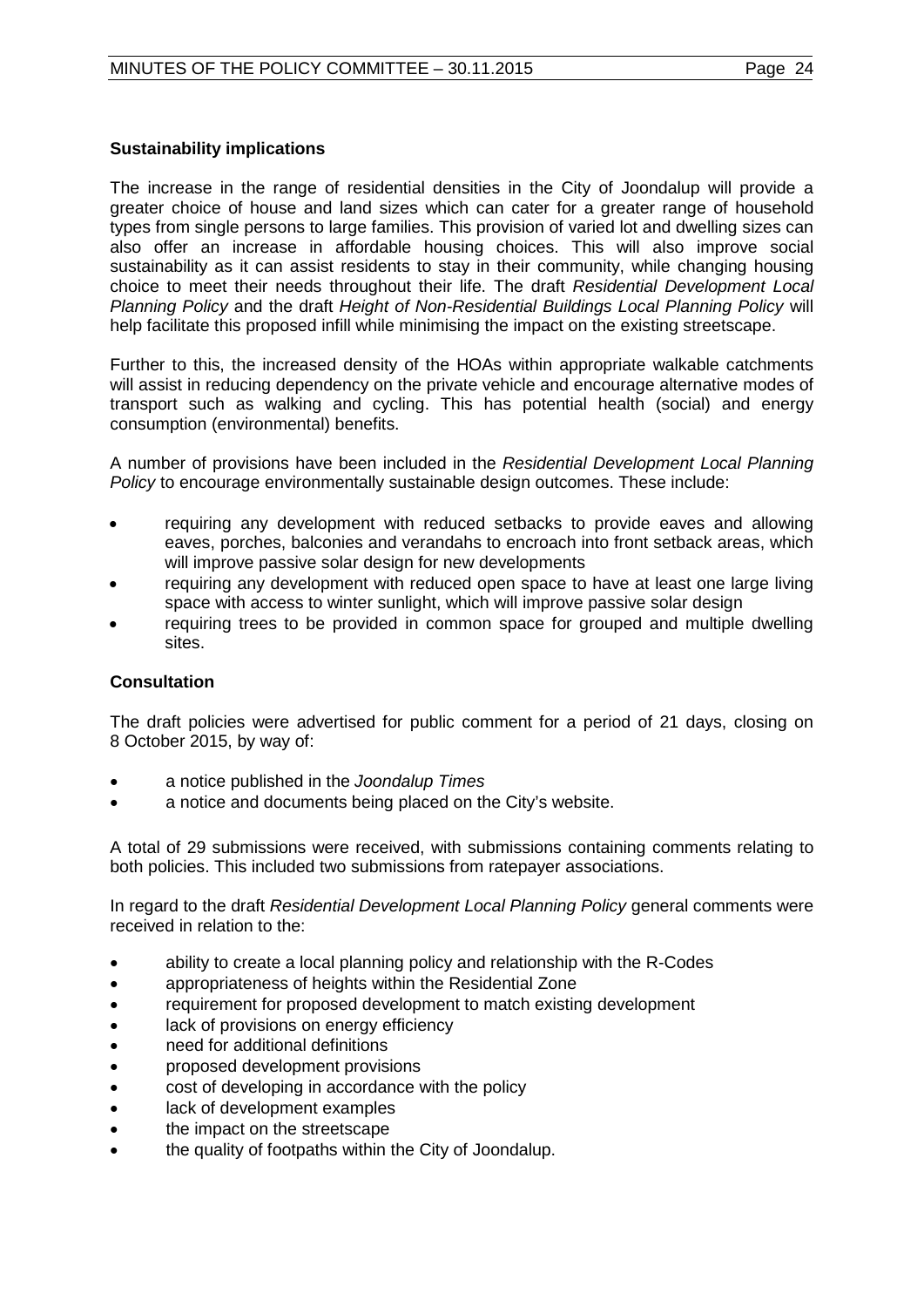**Sustainability implications**

The increase in the range of residential densities in the City of Joondalup will provide a greater choice of house and land sizes which can cater for a greater range of household types from single persons to large families. This provision of varied lot and dwelling sizes can also offer an increase in affordable housing choices. This will also improve social sustainability as it can assist residents to stay in their community, while changing housing choice to meet their needs throughout their life. The draft *Residential Development Local Planning Policy* and the draft *Height of Non-Residential Buildings Local Planning Policy* will help facilitate this proposed infill while minimising the impact on the existing streetscape.

Further to this, the increased density of the HOAs within appropriate walkable catchments will assist in reducing dependency on the private vehicle and encourage alternative modes of transport such as walking and cycling. This has potential health (social) and energy consumption (environmental) benefits.

A number of provisions have been included in the *Residential Development Local Planning Policy* to encourage environmentally sustainable design outcomes. These include:

- requiring any development with reduced setbacks to provide eaves and allowing eaves, porches, balconies and verandahs to encroach into front setback areas, which will improve passive solar design for new developments
- requiring any development with reduced open space to have at least one large living space with access to winter sunlight, which will improve passive solar design
- requiring trees to be provided in common space for grouped and multiple dwelling sites.

**Consultation**

The draft policies were advertised for public comment for a period of 21 days, closing on 8 October 2015, by way of:

- a notice published in the *Joondalup Times*
- a notice and documents being placed on the City's website.

A total of 29 submissions were received, with submissions containing comments relating to both policies. This included two submissions from ratepayer associations.

In regard to the draft *Residential Development Local Planning Policy* general comments were received in relation to the:

- ability to create a local planning policy and relationship with the R-Codes
- appropriateness of heights within the Residential Zone
- requirement for proposed development to match existing development
- lack of provisions on energy efficiency
- need for additional definitions
- proposed development provisions
- cost of developing in accordance with the policy
- lack of development examples
- the impact on the streetscape
- the quality of footpaths within the City of Joondalup.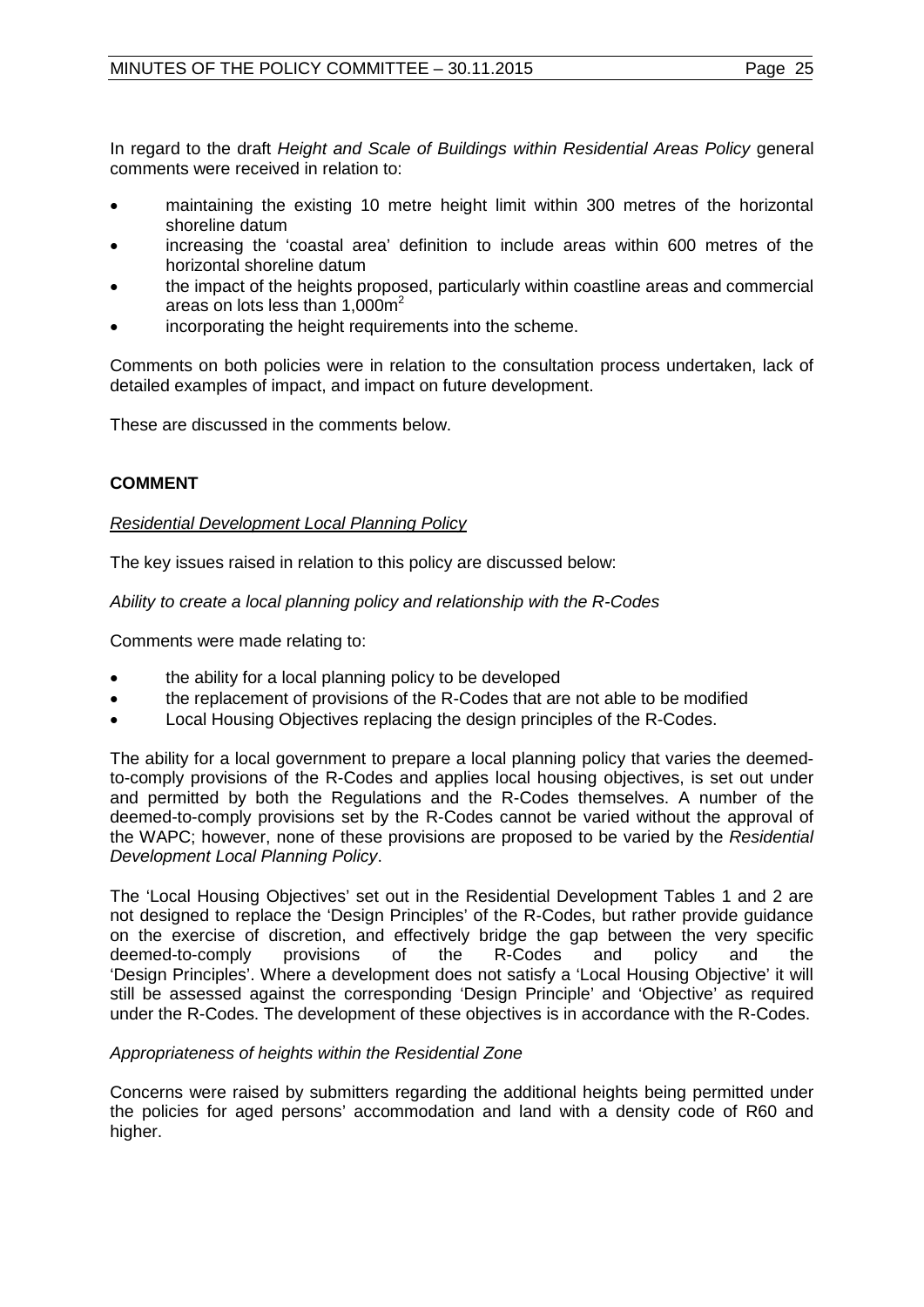In regard to the draft *Height and Scale of Buildings within Residential Areas Policy* general comments were received in relation to:

- maintaining the existing 10 metre height limit within 300 metres of the horizontal shoreline datum
- increasing the 'coastal area' definition to include areas within 600 metres of the horizontal shoreline datum
- the impact of the heights proposed, particularly within coastline areas and commercial areas on lots less than 1,000m²
- incorporating the height requirements into the scheme.

Comments on both policies were in relation to the consultation process undertaken, lack of detailed examples of impact, and impact on future development.

These are discussed in the comments below.

## COMMENT

*Residential Development Local Planning Policy*

The key issues raised in relation to this policy are discussed below:

*Ability to create a local planning policy and relationship with the R-Codes*

Comments were made relating to:

- the ability for a local planning policy to be developed
- the replacement of provisions of the R-Codes that are not able to be modified
- Local Housing Objectives replacing the design principles of the R-Codes.

The ability for a local government to prepare a local planning policy that varies the deemed-to-comply provisions of the R-Codes and applies local housing objectives, is set out under and permitted by both the Regulations and the R-Codes themselves. A number of the deemed-to-comply provisions set by the R-Codes cannot be varied without the approval of the WAPC; however, none of these provisions are proposed to be varied by the *Residential Development Local Planning Policy*.

The 'Local Housing Objectives' set out in the Residential Development Tables 1 and 2 are not designed to replace the 'Design Principles' of the R-Codes, but rather provide guidance on the exercise of discretion, and effectively bridge the gap between the very specific deemed-to-comply provisions of the R-Codes and policy and the 'Design Principles'. Where a development does not satisfy a 'Local Housing Objective' it will still be assessed against the corresponding 'Design Principle' and 'Objective' as required under the R-Codes. The development of these objectives is in accordance with the R-Codes.

*Appropriateness of heights within the Residential Zone*

Concerns were raised by submitters regarding the additional heights being permitted under the policies for aged persons' accommodation and land with a density code of R60 and higher.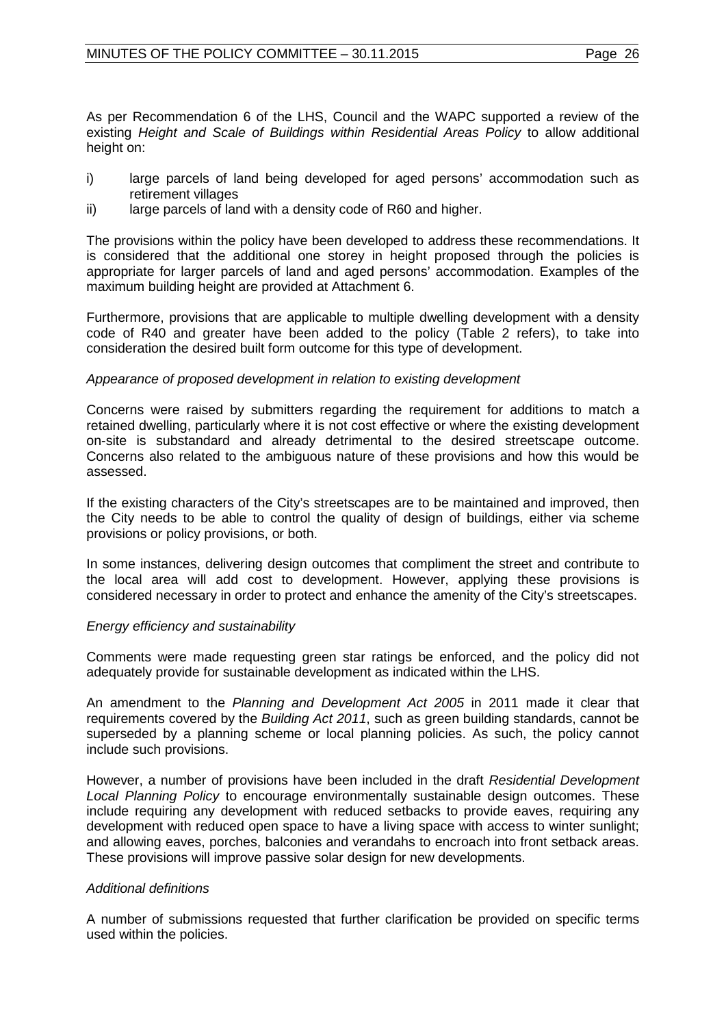As per Recommendation 6 of the LHS, Council and the WAPC supported a review of the existing *Height and Scale of Buildings within Residential Areas Policy* to allow additional height on:

i) large parcels of land being developed for aged persons' accommodation such as retirement villages

ii) large parcels of land with a density code of R60 and higher.

The provisions within the policy have been developed to address these recommendations. It is considered that the additional one storey in height proposed through the policies is appropriate for larger parcels of land and aged persons' accommodation. Examples of the maximum building height are provided at Attachment 6.

Furthermore, provisions that are applicable to multiple dwelling development with a density code of R40 and greater have been added to the policy (Table 2 refers), to take into consideration the desired built form outcome for this type of development.

*Appearance of proposed development in relation to existing development*

Concerns were raised by submitters regarding the requirement for additions to match a retained dwelling, particularly where it is not cost effective or where the existing development on-site is substandard and already detrimental to the desired streetscape outcome. Concerns also related to the ambiguous nature of these provisions and how this would be assessed.

If the existing characters of the City's streetscapes are to be maintained and improved, then the City needs to be able to control the quality of design of buildings, either via scheme provisions or policy provisions, or both.

In some instances, delivering design outcomes that compliment the street and contribute to the local area will add cost to development. However, applying these provisions is considered necessary in order to protect and enhance the amenity of the City's streetscapes.

*Energy efficiency and sustainability*

Comments were made requesting green star ratings be enforced, and the policy did not adequately provide for sustainable development as indicated within the LHS.

An amendment to the *Planning and Development Act 2005* in 2011 made it clear that requirements covered by the *Building Act 2011*, such as green building standards, cannot be superseded by a planning scheme or local planning policies. As such, the policy cannot include such provisions.

However, a number of provisions have been included in the draft *Residential Development Local Planning Policy* to encourage environmentally sustainable design outcomes. These include requiring any development with reduced setbacks to provide eaves, requiring any development with reduced open space to have a living space with access to winter sunlight; and allowing eaves, porches, balconies and verandahs to encroach into front setback areas. These provisions will improve passive solar design for new developments.

*Additional definitions*

A number of submissions requested that further clarification be provided on specific terms used within the policies.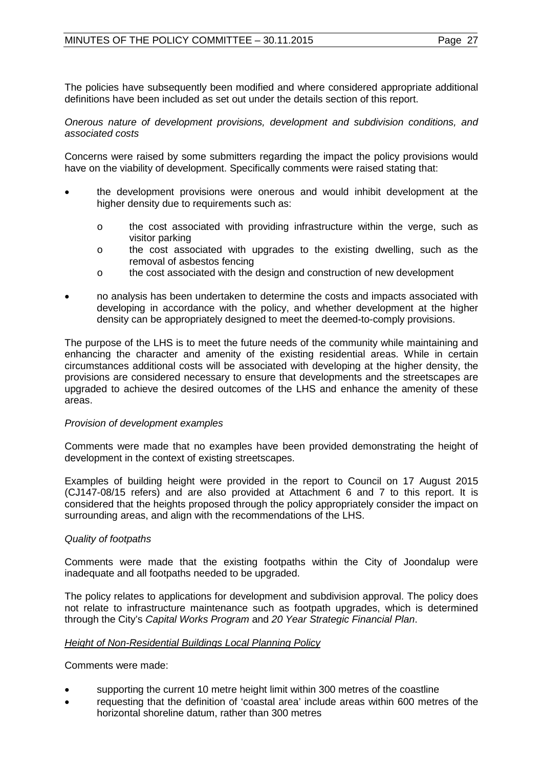The policies have subsequently been modified and where considered appropriate additional definitions have been included as set out under the details section of this report.

*Onerous nature of development provisions, development and subdivision conditions, and associated costs*

Concerns were raised by some submitters regarding the impact the policy provisions would have on the viability of development. Specifically comments were raised stating that:

- the development provisions were onerous and would inhibit development at the higher density due to requirements such as:
    - the cost associated with providing infrastructure within the verge, such as visitor parking
    - the cost associated with upgrades to the existing dwelling, such as the removal of asbestos fencing
    - the cost associated with the design and construction of new development
- no analysis has been undertaken to determine the costs and impacts associated with developing in accordance with the policy, and whether development at the higher density can be appropriately designed to meet the deemed-to-comply provisions.

The purpose of the LHS is to meet the future needs of the community while maintaining and enhancing the character and amenity of the existing residential areas. While in certain circumstances additional costs will be associated with developing at the higher density, the provisions are considered necessary to ensure that developments and the streetscapes are upgraded to achieve the desired outcomes of the LHS and enhance the amenity of these areas.

*Provision of development examples*

Comments were made that no examples have been provided demonstrating the height of development in the context of existing streetscapes.

Examples of building height were provided in the report to Council on 17 August 2015 (CJ147-08/15 refers) and are also provided at Attachment 6 and 7 to this report. It is considered that the heights proposed through the policy appropriately consider the impact on surrounding areas, and align with the recommendations of the LHS.

*Quality of footpaths*

Comments were made that the existing footpaths within the City of Joondalup were inadequate and all footpaths needed to be upgraded.

The policy relates to applications for development and subdivision approval. The policy does not relate to infrastructure maintenance such as footpath upgrades, which is determined through the City's *Capital Works Program* and *20 Year Strategic Financial Plan*.

*<u>Height of Non-Residential Buildings Local Planning Policy</u>*

Comments were made:

- supporting the current 10 metre height limit within 300 metres of the coastline
- requesting that the definition of 'coastal area' include areas within 600 metres of the horizontal shoreline datum, rather than 300 metres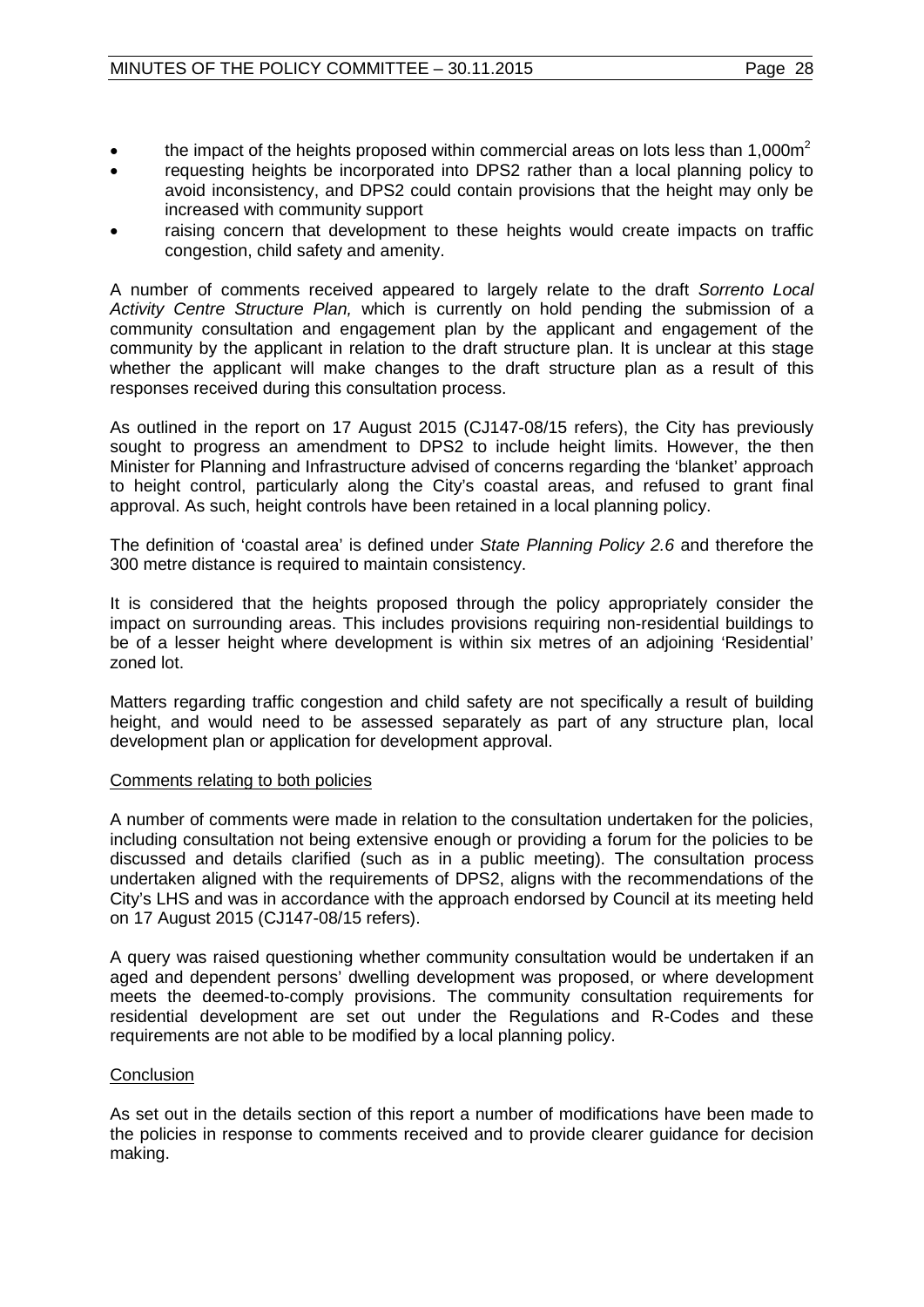- the impact of the heights proposed within commercial areas on lots less than 1,000m$^2$
- requesting heights be incorporated into DPS2 rather than a local planning policy to avoid inconsistency, and DPS2 could contain provisions that the height may only be increased with community support
- raising concern that development to these heights would create impacts on traffic congestion, child safety and amenity.

A number of comments received appeared to largely relate to the draft *Sorrento Local Activity Centre Structure Plan,* which is currently on hold pending the submission of a community consultation and engagement plan by the applicant and engagement of the community by the applicant in relation to the draft structure plan. It is unclear at this stage whether the applicant will make changes to the draft structure plan as a result of this responses received during this consultation process.

As outlined in the report on 17 August 2015 (CJ147-08/15 refers), the City has previously sought to progress an amendment to DPS2 to include height limits. However, the then Minister for Planning and Infrastructure advised of concerns regarding the 'blanket' approach to height control, particularly along the City's coastal areas, and refused to grant final approval. As such, height controls have been retained in a local planning policy.

The definition of 'coastal area' is defined under *State Planning Policy 2.6* and therefore the 300 metre distance is required to maintain consistency.

It is considered that the heights proposed through the policy appropriately consider the impact on surrounding areas. This includes provisions requiring non-residential buildings to be of a lesser height where development is within six metres of an adjoining 'Residential' zoned lot.

Matters regarding traffic congestion and child safety are not specifically a result of building height, and would need to be assessed separately as part of any structure plan, local development plan or application for development approval.

<u>Comments relating to both policies</u>

A number of comments were made in relation to the consultation undertaken for the policies, including consultation not being extensive enough or providing a forum for the policies to be discussed and details clarified (such as in a public meeting). The consultation process undertaken aligned with the requirements of DPS2, aligns with the recommendations of the City's LHS and was in accordance with the approach endorsed by Council at its meeting held on 17 August 2015 (CJ147-08/15 refers).

A query was raised questioning whether community consultation would be undertaken if an aged and dependent persons' dwelling development was proposed, or where development meets the deemed-to-comply provisions. The community consultation requirements for residential development are set out under the Regulations and R-Codes and these requirements are not able to be modified by a local planning policy.

<u>Conclusion</u>

As set out in the details section of this report a number of modifications have been made to the policies in response to comments received and to provide clearer guidance for decision making.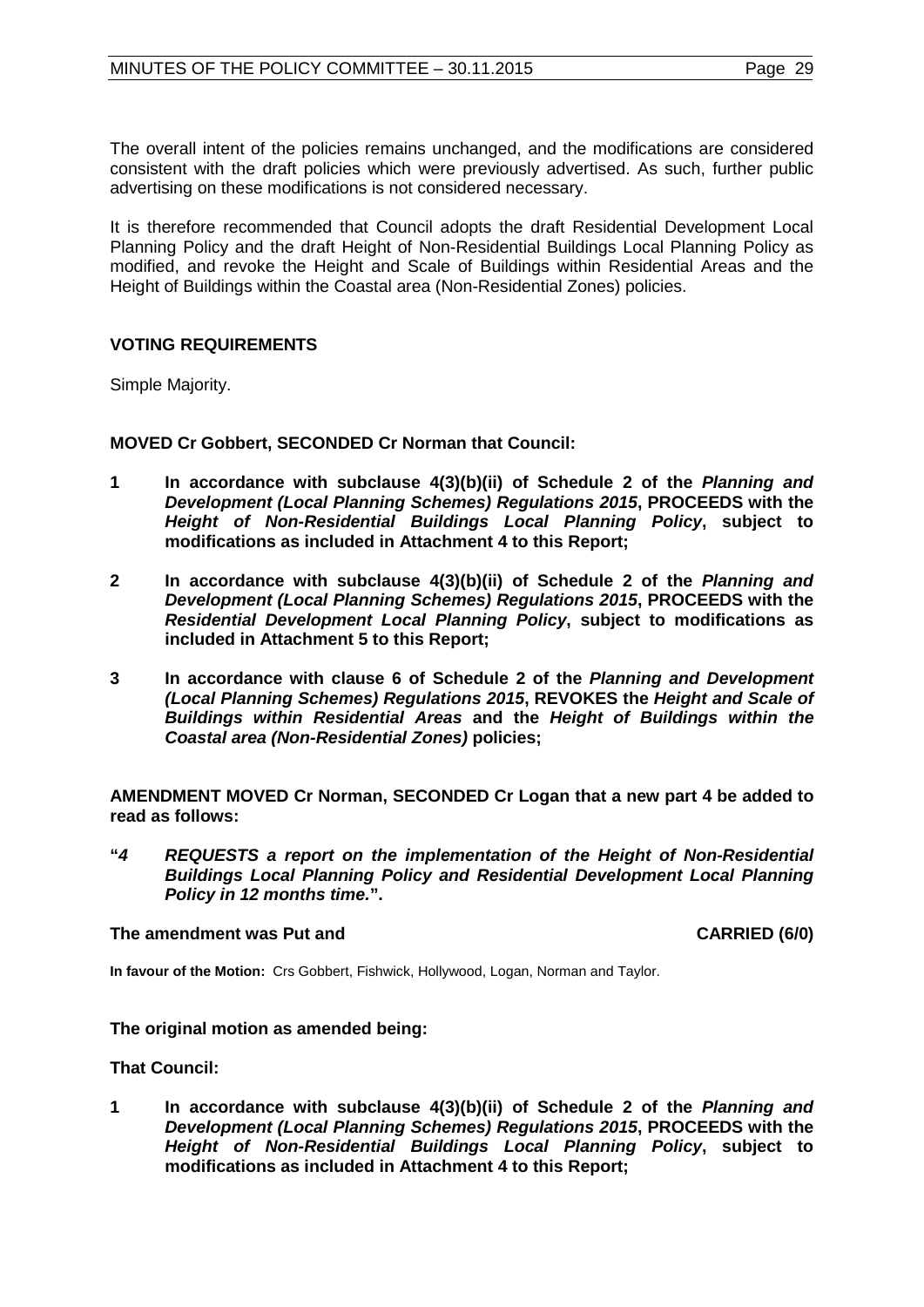The overall intent of the policies remains unchanged, and the modifications are considered consistent with the draft policies which were previously advertised. As such, further public advertising on these modifications is not considered necessary.

It is therefore recommended that Council adopts the draft Residential Development Local Planning Policy and the draft Height of Non-Residential Buildings Local Planning Policy as modified, and revoke the Height and Scale of Buildings within Residential Areas and the Height of Buildings within the Coastal area (Non-Residential Zones) policies.

**VOTING REQUIREMENTS**

Simple Majority.

**MOVED Cr Gobbert, SECONDED Cr Norman that Council:**

**1 In accordance with subclause 4(3)(b)(ii) of Schedule 2 of the *Planning and Development (Local Planning Schemes) Regulations 2015*, PROCEEDS with the *Height of Non-Residential Buildings Local Planning Policy*, subject to modifications as included in Attachment 4 to this Report;**

**2 In accordance with subclause 4(3)(b)(ii) of Schedule 2 of the *Planning and Development (Local Planning Schemes) Regulations 2015*, PROCEEDS with the *Residential Development Local Planning Policy*, subject to modifications as included in Attachment 5 to this Report;**

**3 In accordance with clause 6 of Schedule 2 of the *Planning and Development (Local Planning Schemes) Regulations 2015*, REVOKES the *Height and Scale of Buildings within Residential Areas* and the *Height of Buildings within the Coastal area (Non-Residential Zones)* policies;**

**AMENDMENT MOVED Cr Norman, SECONDED Cr Logan that a new part 4 be added to read as follows:**

**"*4 REQUESTS a report on the implementation of the Height of Non-Residential Buildings Local Planning Policy and Residential Development Local Planning Policy in 12 months time.*".**

**The amendment was Put and CARRIED (6/0)**

**In favour of the Motion:** Crs Gobbert, Fishwick, Hollywood, Logan, Norman and Taylor.

**The original motion as amended being:**

**That Council:**

**1 In accordance with subclause 4(3)(b)(ii) of Schedule 2 of the *Planning and Development (Local Planning Schemes) Regulations 2015*, PROCEEDS with the *Height of Non-Residential Buildings Local Planning Policy*, subject to modifications as included in Attachment 4 to this Report;**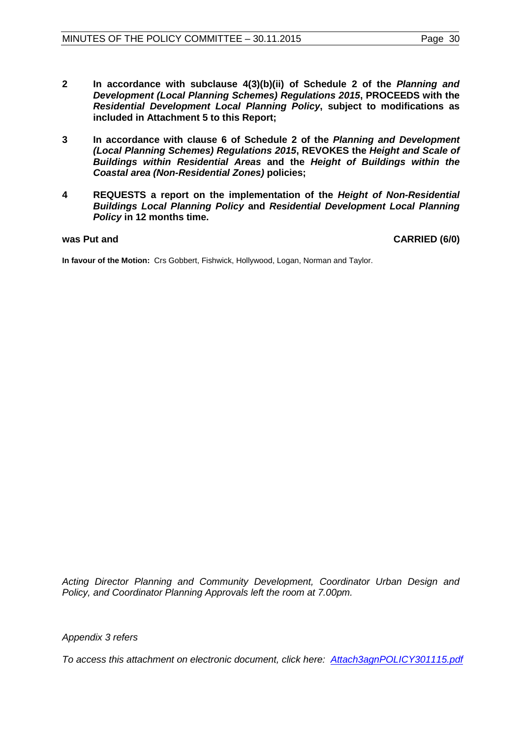**2 In accordance with subclause 4(3)(b)(ii) of Schedule 2 of the *Planning and Development (Local Planning Schemes) Regulations 2015*, PROCEEDS with the *Residential Development Local Planning Policy*, subject to modifications as included in Attachment 5 to this Report;**

**3 In accordance with clause 6 of Schedule 2 of the *Planning and Development (Local Planning Schemes) Regulations 2015*, REVOKES the *Height and Scale of Buildings within Residential Areas* and the *Height of Buildings within the Coastal area (Non-Residential Zones)* policies;**

**4 REQUESTS a report on the implementation of the *Height of Non-Residential Buildings Local Planning Policy* and *Residential Development Local Planning Policy* in 12 months time.**

**was Put and** **CARRIED (6/0)**

**In favour of the Motion:** Crs Gobbert, Fishwick, Hollywood, Logan, Norman and Taylor.

*Acting Director Planning and Community Development, Coordinator Urban Design and Policy, and Coordinator Planning Approvals left the room at 7.00pm.*

*Appendix 3 refers*

*To access this attachment on electronic document, click here: Attach3agnPOLICY301115.pdf*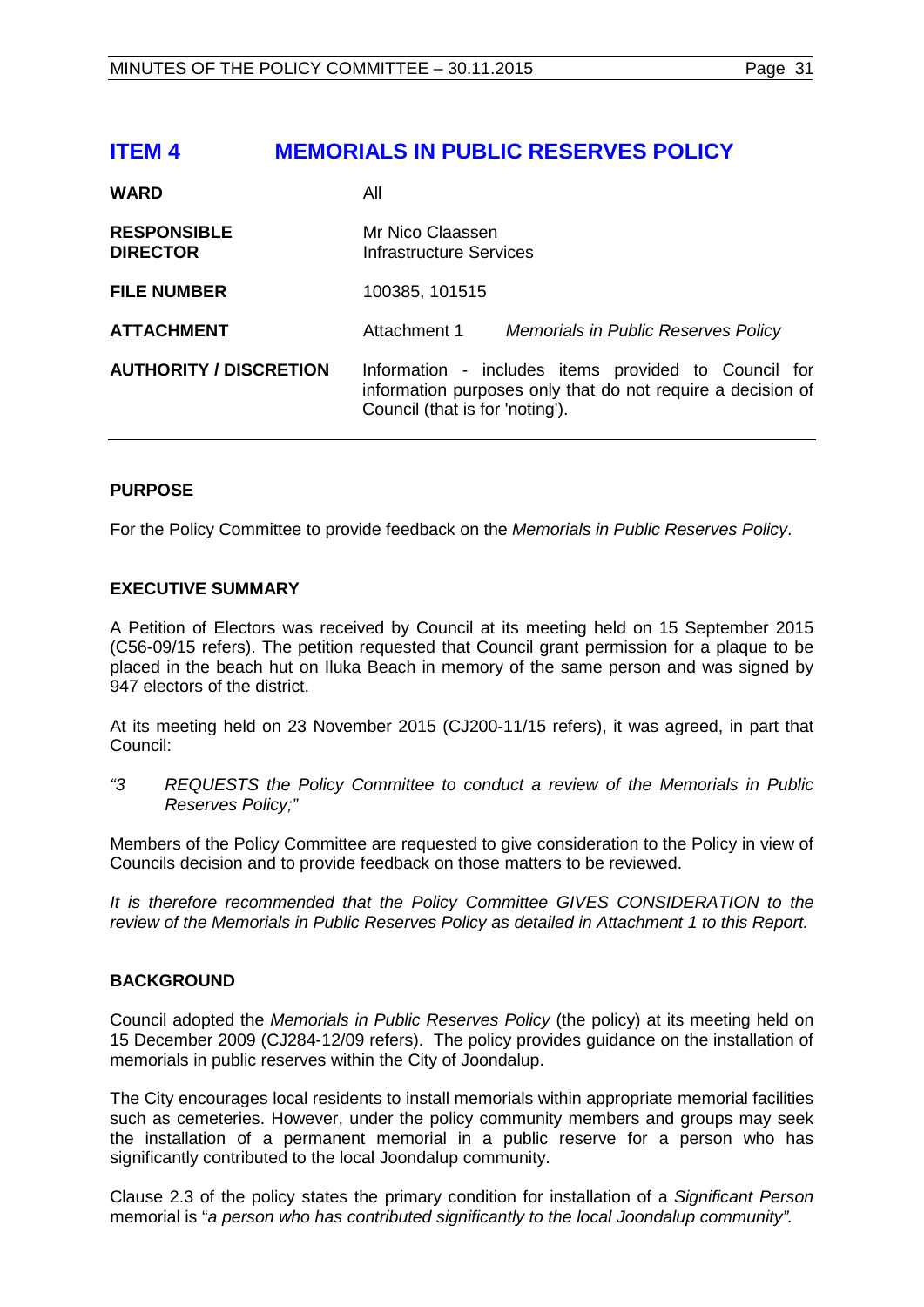# ITEM 4 MEMORIALS IN PUBLIC RESERVES POLICY

| | |
|---|---|
| **WARD** | All |
| **RESPONSIBLE DIRECTOR** | Mr Nico Claassen<br>Infrastructure Services |
| **FILE NUMBER** | 100385, 101515 |
| **ATTACHMENT** | Attachment 1 *Memorials in Public Reserves Policy* |
| **AUTHORITY / DISCRETION** | Information - includes items provided to Council for information purposes only that do not require a decision of Council (that is for 'noting'). |

## PURPOSE

For the Policy Committee to provide feedback on the *Memorials in Public Reserves Policy*.

## EXECUTIVE SUMMARY

A Petition of Electors was received by Council at its meeting held on 15 September 2015 (C56-09/15 refers). The petition requested that Council grant permission for a plaque to be placed in the beach hut on Iluka Beach in memory of the same person and was signed by 947 electors of the district.

At its meeting held on 23 November 2015 (CJ200-11/15 refers), it was agreed, in part that Council:

*"3 REQUESTS the Policy Committee to conduct a review of the Memorials in Public Reserves Policy;"*

Members of the Policy Committee are requested to give consideration to the Policy in view of Councils decision and to provide feedback on those matters to be reviewed.

*It is therefore recommended that the Policy Committee GIVES CONSIDERATION to the review of the Memorials in Public Reserves Policy as detailed in Attachment 1 to this Report.*

## BACKGROUND

Council adopted the *Memorials in Public Reserves Policy* (the policy) at its meeting held on 15 December 2009 (CJ284-12/09 refers). The policy provides guidance on the installation of memorials in public reserves within the City of Joondalup.

The City encourages local residents to install memorials within appropriate memorial facilities such as cemeteries. However, under the policy community members and groups may seek the installation of a permanent memorial in a public reserve for a person who has significantly contributed to the local Joondalup community.

Clause 2.3 of the policy states the primary condition for installation of a *Significant Person* memorial is "*a person who has contributed significantly to the local Joondalup community".*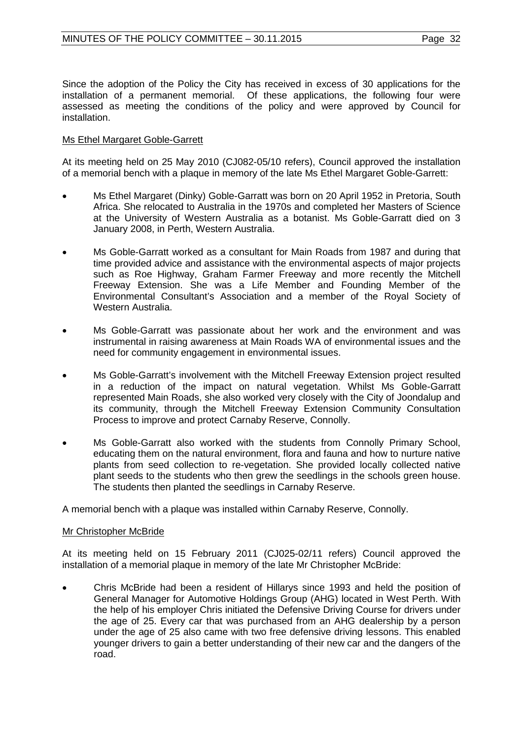Since the adoption of the Policy the City has received in excess of 30 applications for the installation of a permanent memorial. Of these applications, the following four were assessed as meeting the conditions of the policy and were approved by Council for installation.

<u>Ms Ethel Margaret Goble-Garrett</u>

At its meeting held on 25 May 2010 (CJ082-05/10 refers), Council approved the installation of a memorial bench with a plaque in memory of the late Ms Ethel Margaret Goble-Garrett:

- Ms Ethel Margaret (Dinky) Goble-Garratt was born on 20 April 1952 in Pretoria, South Africa. She relocated to Australia in the 1970s and completed her Masters of Science at the University of Western Australia as a botanist. Ms Goble-Garratt died on 3 January 2008, in Perth, Western Australia.
- Ms Goble-Garratt worked as a consultant for Main Roads from 1987 and during that time provided advice and assistance with the environmental aspects of major projects such as Roe Highway, Graham Farmer Freeway and more recently the Mitchell Freeway Extension. She was a Life Member and Founding Member of the Environmental Consultant's Association and a member of the Royal Society of Western Australia.
- Ms Goble-Garratt was passionate about her work and the environment and was instrumental in raising awareness at Main Roads WA of environmental issues and the need for community engagement in environmental issues.
- Ms Goble-Garratt's involvement with the Mitchell Freeway Extension project resulted in a reduction of the impact on natural vegetation. Whilst Ms Goble-Garratt represented Main Roads, she also worked very closely with the City of Joondalup and its community, through the Mitchell Freeway Extension Community Consultation Process to improve and protect Carnaby Reserve, Connolly.
- Ms Goble-Garratt also worked with the students from Connolly Primary School, educating them on the natural environment, flora and fauna and how to nurture native plants from seed collection to re-vegetation. She provided locally collected native plant seeds to the students who then grew the seedlings in the schools green house. The students then planted the seedlings in Carnaby Reserve.

A memorial bench with a plaque was installed within Carnaby Reserve, Connolly.

<u>Mr Christopher McBride</u>

At its meeting held on 15 February 2011 (CJ025-02/11 refers) Council approved the installation of a memorial plaque in memory of the late Mr Christopher McBride:

- Chris McBride had been a resident of Hillarys since 1993 and held the position of General Manager for Automotive Holdings Group (AHG) located in West Perth. With the help of his employer Chris initiated the Defensive Driving Course for drivers under the age of 25. Every car that was purchased from an AHG dealership by a person under the age of 25 also came with two free defensive driving lessons. This enabled younger drivers to gain a better understanding of their new car and the dangers of the road.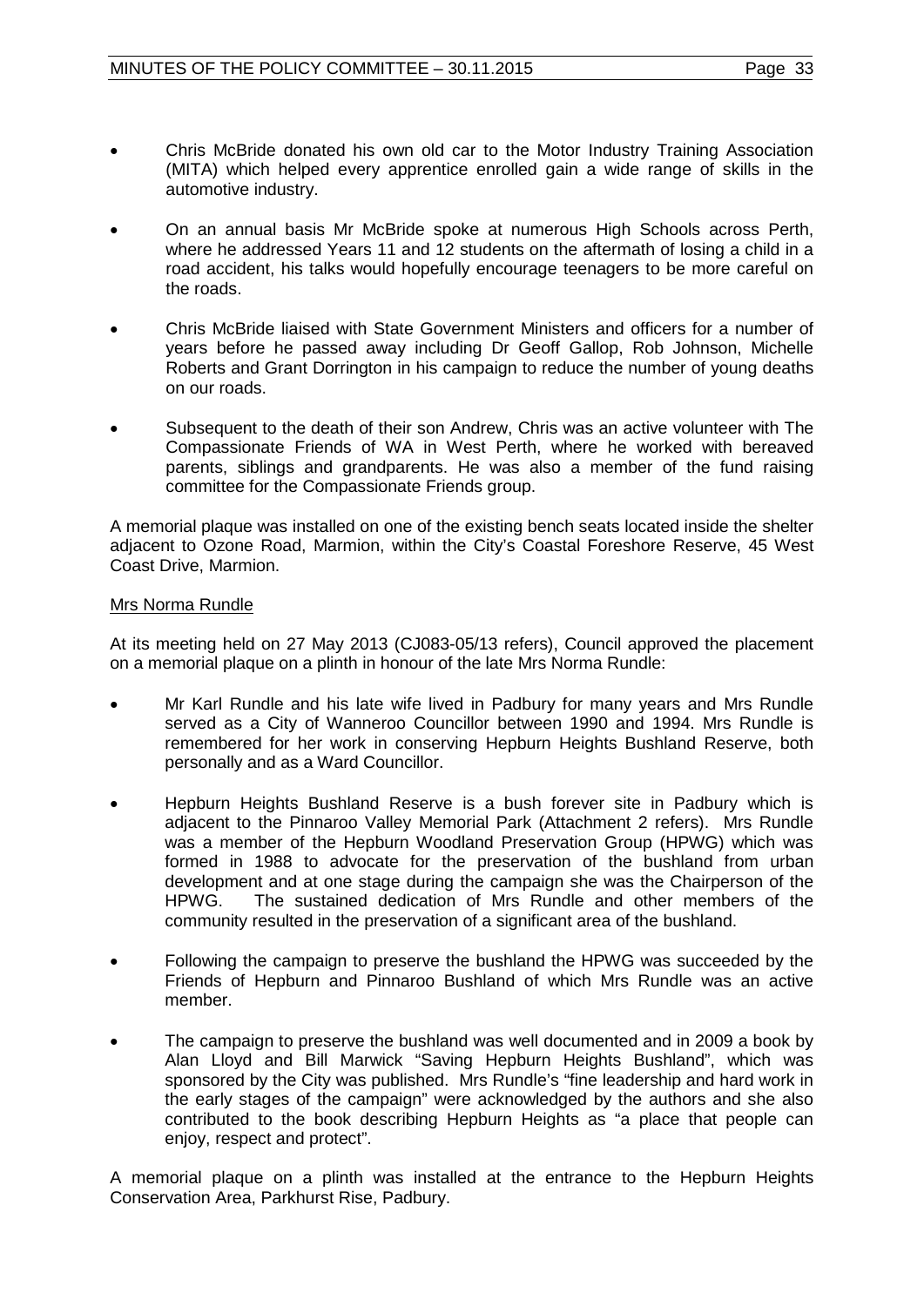- Chris McBride donated his own old car to the Motor Industry Training Association (MITA) which helped every apprentice enrolled gain a wide range of skills in the automotive industry.

- On an annual basis Mr McBride spoke at numerous High Schools across Perth, where he addressed Years 11 and 12 students on the aftermath of losing a child in a road accident, his talks would hopefully encourage teenagers to be more careful on the roads.

- Chris McBride liaised with State Government Ministers and officers for a number of years before he passed away including Dr Geoff Gallop, Rob Johnson, Michelle Roberts and Grant Dorrington in his campaign to reduce the number of young deaths on our roads.

- Subsequent to the death of their son Andrew, Chris was an active volunteer with The Compassionate Friends of WA in West Perth, where he worked with bereaved parents, siblings and grandparents. He was also a member of the fund raising committee for the Compassionate Friends group.

A memorial plaque was installed on one of the existing bench seats located inside the shelter adjacent to Ozone Road, Marmion, within the City's Coastal Foreshore Reserve, 45 West Coast Drive, Marmion.

<u>Mrs Norma Rundle</u>

At its meeting held on 27 May 2013 (CJ083-05/13 refers), Council approved the placement on a memorial plaque on a plinth in honour of the late Mrs Norma Rundle:

- Mr Karl Rundle and his late wife lived in Padbury for many years and Mrs Rundle served as a City of Wanneroo Councillor between 1990 and 1994. Mrs Rundle is remembered for her work in conserving Hepburn Heights Bushland Reserve, both personally and as a Ward Councillor.

- Hepburn Heights Bushland Reserve is a bush forever site in Padbury which is adjacent to the Pinnaroo Valley Memorial Park (Attachment 2 refers). Mrs Rundle was a member of the Hepburn Woodland Preservation Group (HPWG) which was formed in 1988 to advocate for the preservation of the bushland from urban development and at one stage during the campaign she was the Chairperson of the HPWG. The sustained dedication of Mrs Rundle and other members of the community resulted in the preservation of a significant area of the bushland.

- Following the campaign to preserve the bushland the HPWG was succeeded by the Friends of Hepburn and Pinnaroo Bushland of which Mrs Rundle was an active member.

- The campaign to preserve the bushland was well documented and in 2009 a book by Alan Lloyd and Bill Marwick "Saving Hepburn Heights Bushland", which was sponsored by the City was published. Mrs Rundle's "fine leadership and hard work in the early stages of the campaign" were acknowledged by the authors and she also contributed to the book describing Hepburn Heights as "a place that people can enjoy, respect and protect".

A memorial plaque on a plinth was installed at the entrance to the Hepburn Heights Conservation Area, Parkhurst Rise, Padbury.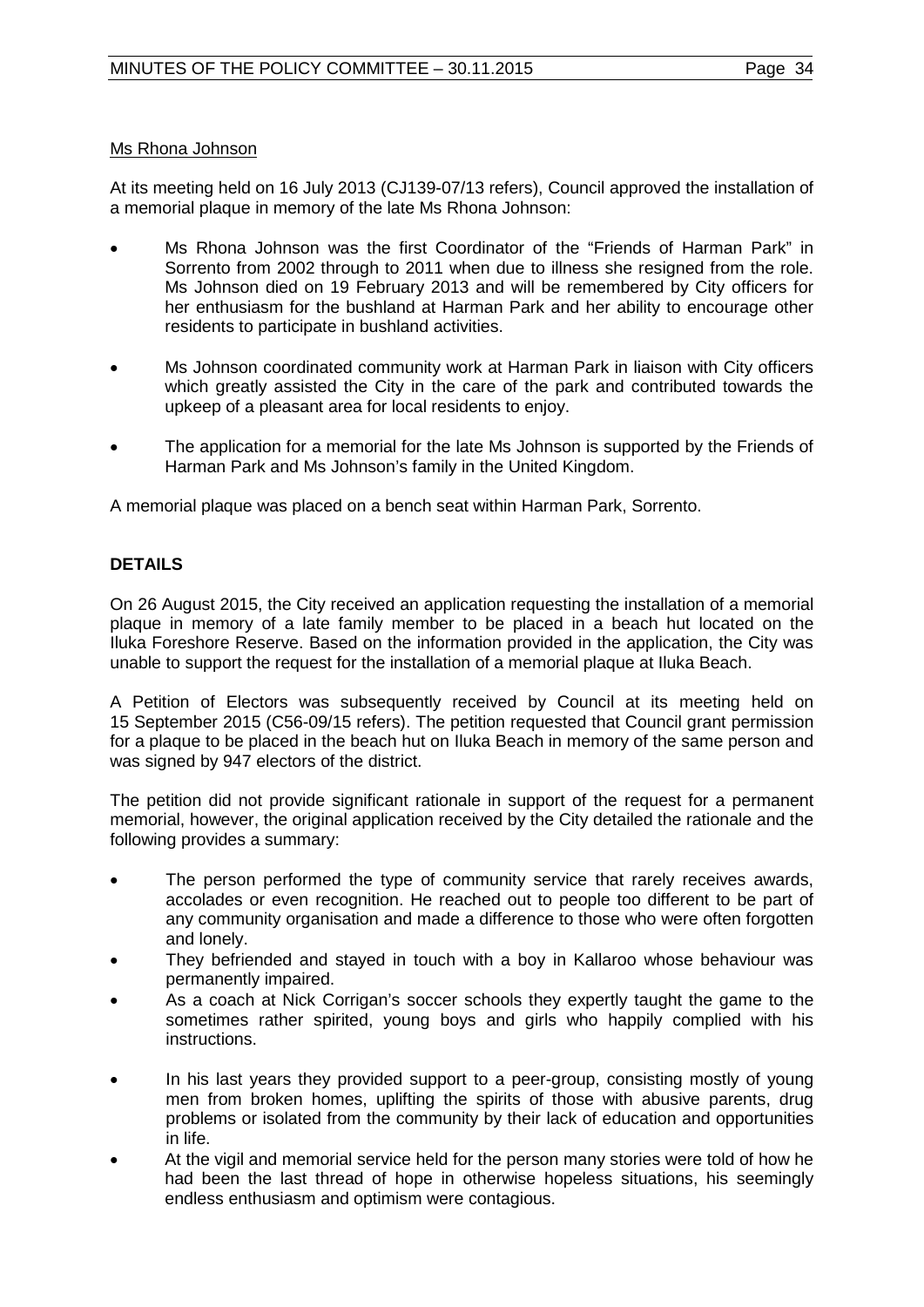Ms Rhona Johnson

At its meeting held on 16 July 2013 (CJ139-07/13 refers), Council approved the installation of a memorial plaque in memory of the late Ms Rhona Johnson:

- Ms Rhona Johnson was the first Coordinator of the "Friends of Harman Park" in Sorrento from 2002 through to 2011 when due to illness she resigned from the role. Ms Johnson died on 19 February 2013 and will be remembered by City officers for her enthusiasm for the bushland at Harman Park and her ability to encourage other residents to participate in bushland activities.

- Ms Johnson coordinated community work at Harman Park in liaison with City officers which greatly assisted the City in the care of the park and contributed towards the upkeep of a pleasant area for local residents to enjoy.

- The application for a memorial for the late Ms Johnson is supported by the Friends of Harman Park and Ms Johnson's family in the United Kingdom.

A memorial plaque was placed on a bench seat within Harman Park, Sorrento.

## DETAILS

On 26 August 2015, the City received an application requesting the installation of a memorial plaque in memory of a late family member to be placed in a beach hut located on the Iluka Foreshore Reserve. Based on the information provided in the application, the City was unable to support the request for the installation of a memorial plaque at Iluka Beach.

A Petition of Electors was subsequently received by Council at its meeting held on 15 September 2015 (C56-09/15 refers). The petition requested that Council grant permission for a plaque to be placed in the beach hut on Iluka Beach in memory of the same person and was signed by 947 electors of the district.

The petition did not provide significant rationale in support of the request for a permanent memorial, however, the original application received by the City detailed the rationale and the following provides a summary:

- The person performed the type of community service that rarely receives awards, accolades or even recognition. He reached out to people too different to be part of any community organisation and made a difference to those who were often forgotten and lonely.
- They befriended and stayed in touch with a boy in Kallaroo whose behaviour was permanently impaired.
- As a coach at Nick Corrigan's soccer schools they expertly taught the game to the sometimes rather spirited, young boys and girls who happily complied with his instructions.
- In his last years they provided support to a peer-group, consisting mostly of young men from broken homes, uplifting the spirits of those with abusive parents, drug problems or isolated from the community by their lack of education and opportunities in life.
- At the vigil and memorial service held for the person many stories were told of how he had been the last thread of hope in otherwise hopeless situations, his seemingly endless enthusiasm and optimism were contagious.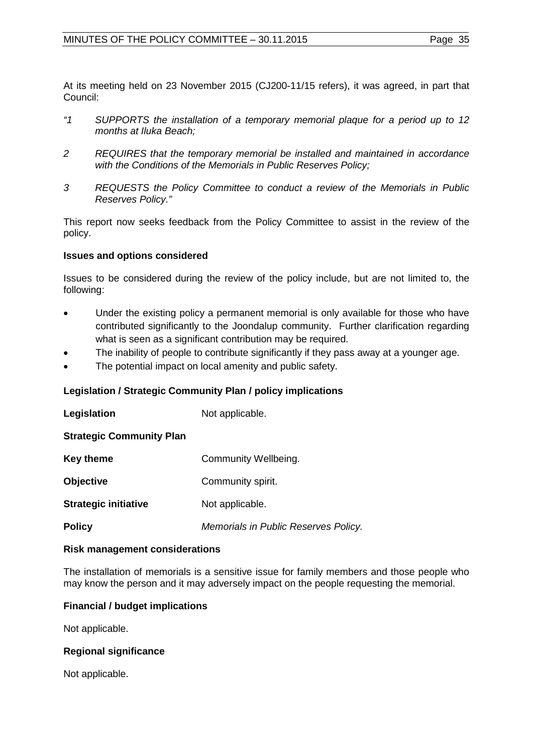At its meeting held on 23 November 2015 (CJ200-11/15 refers), it was agreed, in part that Council:

*"1 SUPPORTS the installation of a temporary memorial plaque for a period up to 12 months at Iluka Beach;*

*2 REQUIRES that the temporary memorial be installed and maintained in accordance with the Conditions of the Memorials in Public Reserves Policy;*

*3 REQUESTS the Policy Committee to conduct a review of the Memorials in Public Reserves Policy."*

This report now seeks feedback from the Policy Committee to assist in the review of the policy.

**Issues and options considered**

Issues to be considered during the review of the policy include, but are not limited to, the following:

- Under the existing policy a permanent memorial is only available for those who have contributed significantly to the Joondalup community. Further clarification regarding what is seen as a significant contribution may be required.
- The inability of people to contribute significantly if they pass away at a younger age.
- The potential impact on local amenity and public safety.

**Legislation / Strategic Community Plan / policy implications**

| | |
|---|---|
| **Legislation** | Not applicable. |
| **Strategic Community Plan** | |
| **Key theme** | Community Wellbeing. |
| **Objective** | Community spirit. |
| **Strategic initiative** | Not applicable. |
| **Policy** | *Memorials in Public Reserves Policy.* |

**Risk management considerations**

The installation of memorials is a sensitive issue for family members and those people who may know the person and it may adversely impact on the people requesting the memorial.

**Financial / budget implications**

Not applicable.

**Regional significance**

Not applicable.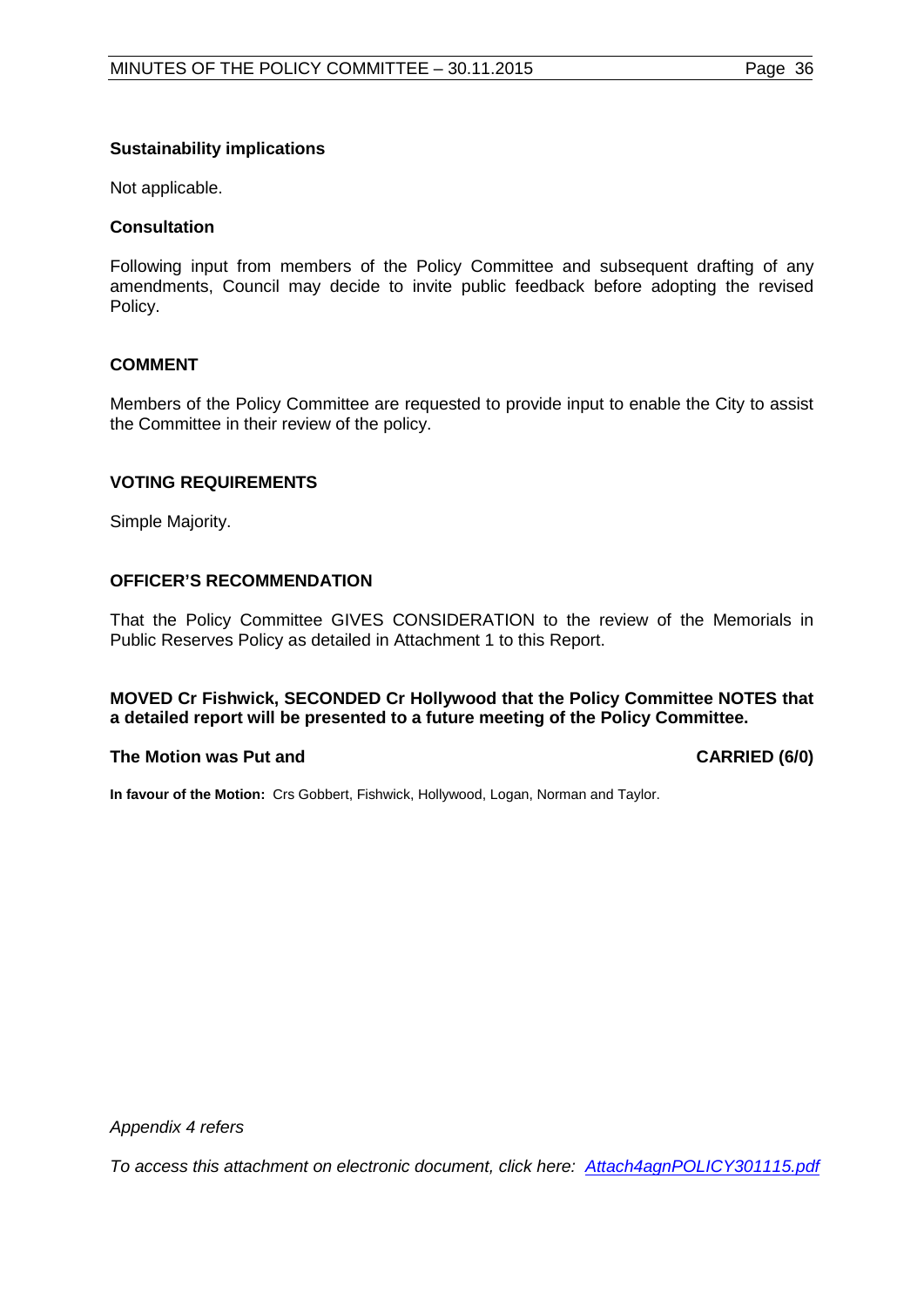**Sustainability implications**

Not applicable.

**Consultation**

Following input from members of the Policy Committee and subsequent drafting of any amendments, Council may decide to invite public feedback before adopting the revised Policy.

## COMMENT

Members of the Policy Committee are requested to provide input to enable the City to assist the Committee in their review of the policy.

## VOTING REQUIREMENTS

Simple Majority.

## OFFICER'S RECOMMENDATION

That the Policy Committee GIVES CONSIDERATION to the review of the Memorials in Public Reserves Policy as detailed in Attachment 1 to this Report.

**MOVED Cr Fishwick, SECONDED Cr Hollywood that the Policy Committee NOTES that a detailed report will be presented to a future meeting of the Policy Committee.**

**The Motion was Put and CARRIED (6/0)**

**In favour of the Motion:** Crs Gobbert, Fishwick, Hollywood, Logan, Norman and Taylor.

*Appendix 4 refers*

*To access this attachment on electronic document, click here: Attach4agnPOLICY301115.pdf*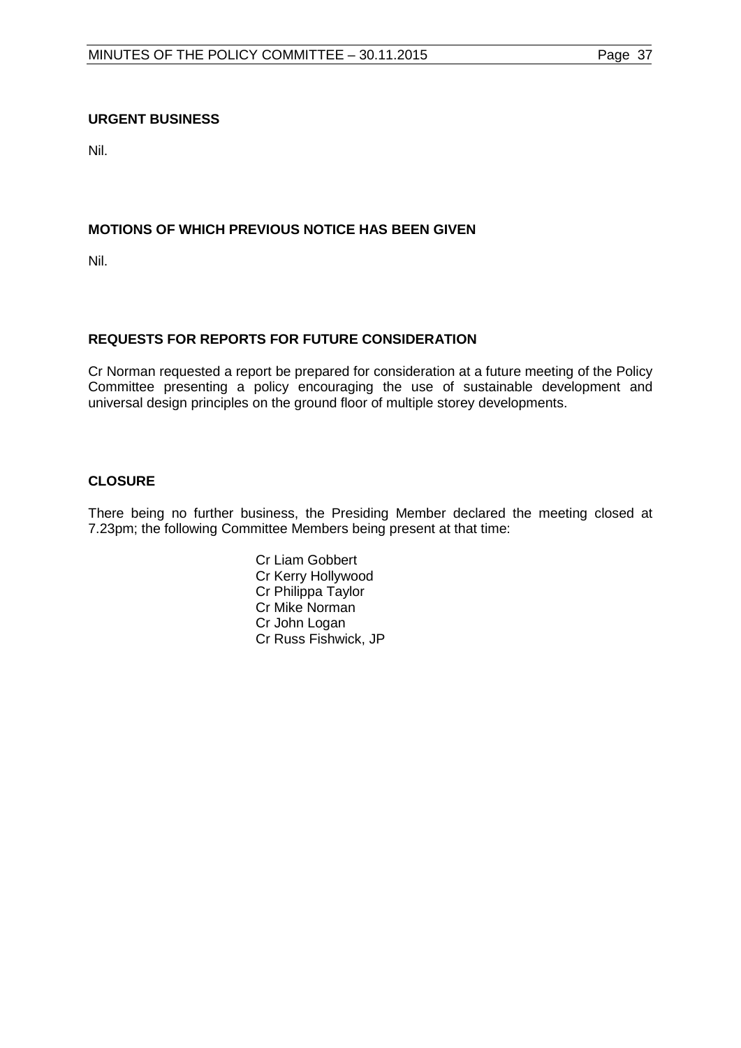## URGENT BUSINESS

Nil.

## MOTIONS OF WHICH PREVIOUS NOTICE HAS BEEN GIVEN

Nil.

## REQUESTS FOR REPORTS FOR FUTURE CONSIDERATION

Cr Norman requested a report be prepared for consideration at a future meeting of the Policy Committee presenting a policy encouraging the use of sustainable development and universal design principles on the ground floor of multiple storey developments.

## CLOSURE

There being no further business, the Presiding Member declared the meeting closed at 7.23pm; the following Committee Members being present at that time:

Cr Liam Gobbert
Cr Kerry Hollywood
Cr Philippa Taylor
Cr Mike Norman
Cr John Logan
Cr Russ Fishwick, JP